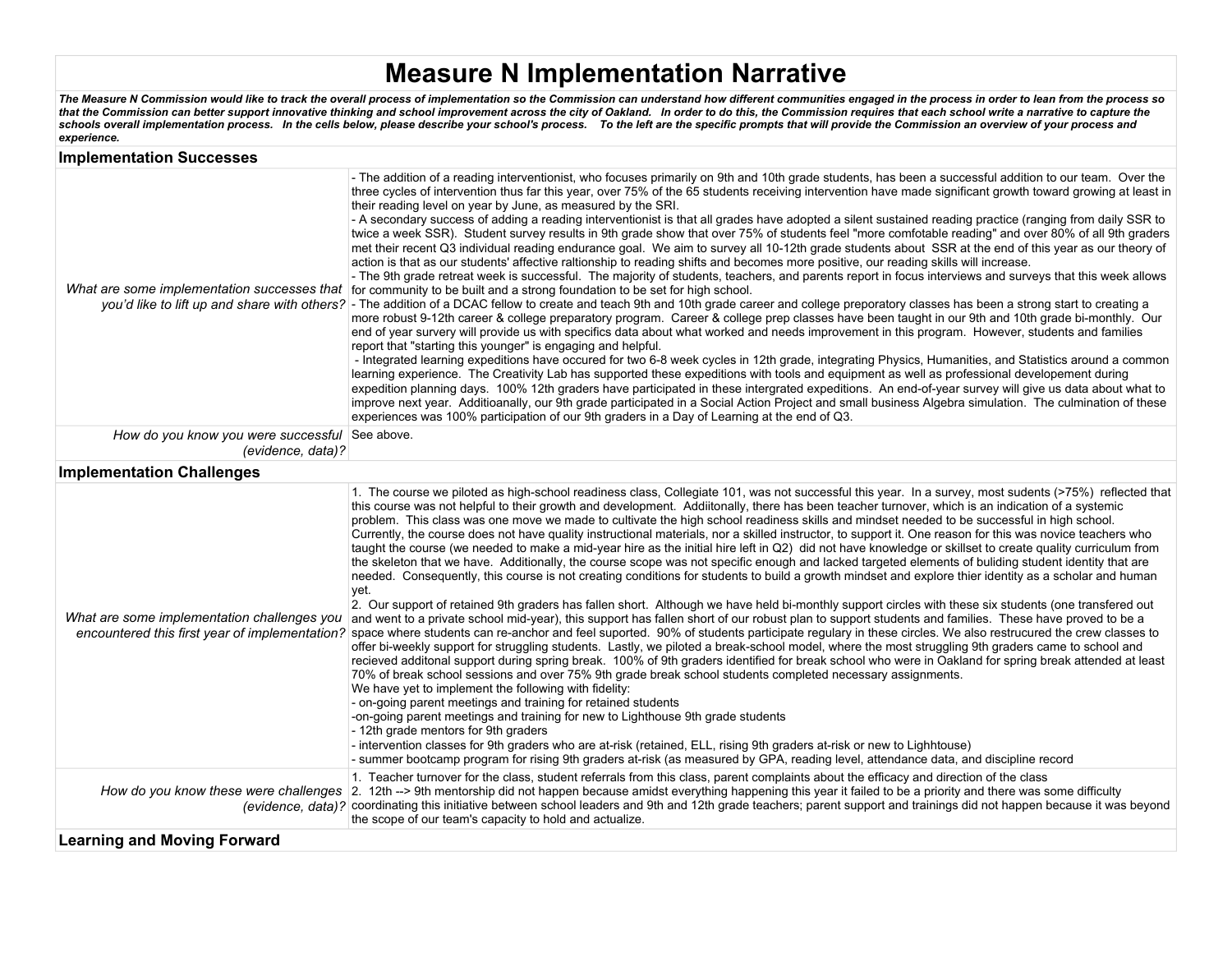# Measure N Implementation Narrative

***The Measure N Commission would like to track the overall process of implementation so the Commission can understand how different communities engaged in the process in order to lean from the process so that the Commission can better support innovative thinking and school improvement across the city of Oakland. In order to do this, the Commission requires that each school write a narrative to capture the schools overall implementation process. In the cells below, please describe your school's process. To the left are the specific prompts that will provide the Commission an overview of your process and experience.***

## Implementation Successes

| | |
|---|---|
| *What are some implementation successes that you'd like to lift up and share with others?* | - The addition of a reading interventionist, who focuses primarily on 9th and 10th grade students, has been a successful addition to our team. Over the three cycles of intervention thus far this year, over 75% of the 65 students receiving intervention have made significant growth toward growing at least in their reading level on year by June, as measured by the SRI.<br>- A secondary success of adding a reading interventionist is that all grades have adopted a silent sustained reading practice (ranging from daily SSR to twice a week SSR). Student survey results in 9th grade show that over 75% of students feel "more comfotable reading" and over 80% of all 9th graders met their recent Q3 individual reading endurance goal. We aim to survey all 10-12th grade students about SSR at the end of this year as our theory of action is that as our students' affective raltionship to reading shifts and becomes more positive, our reading skills will increase.<br>- The 9th grade retreat week is successful. The majority of students, teachers, and parents report in focus interviews and surveys that this week allows for community to be built and a strong foundation to be set for high school.<br>- The addition of a DCAC fellow to create and teach 9th and 10th grade career and college preporatory classes has been a strong start to creating a more robust 9-12th career & college preparatory program. Career & college prep classes have been taught in our 9th and 10th grade bi-monthly. Our end of year survery will provide us with specifics data about what worked and needs improvement in this program. However, students and families report that "starting this younger" is engaging and helpful.<br>- Integrated learning expeditions have occured for two 6-8 week cycles in 12th grade, integrating Physics, Humanities, and Statistics around a common learning experience. The Creativity Lab has supported these expeditions with tools and equipment as well as professional developement during expedition planning days. 100% 12th graders have participated in these intergrated expeditions. An end-of-year survey will give us data about what to improve next year. Additioanally, our 9th grade participated in a Social Action Project and small business Algebra simulation. The culmination of these experiences was 100% participation of our 9th graders in a Day of Learning at the end of Q3. |
| *How do you know you were successful (evidence, data)?* | See above. |

## Implementation Challenges

| | |
|---|---|
| *What are some implementation challenges you encountered this first year of implementation?* | 1. The course we piloted as high-school readiness class, Collegiate 101, was not successful this year. In a survey, most sudents (>75%) reflected that this course was not helpful to their growth and development. Addiitonally, there has been teacher turnover, which is an indication of a systemic problem. This class was one move we made to cultivate the high school readiness skills and mindset needed to be successful in high school. Currently, the course does not have quality instructional materials, nor a skilled instructor, to support it. One reason for this was novice teachers who taught the course (we needed to make a mid-year hire as the initial hire left in Q2) did not have knowledge or skillset to create quality curriculum from the skeleton that we have. Additionally, the course scope was not specific enough and lacked targeted elements of buliding student identity that are needed. Consequently, this course is not creating conditions for students to build a growth mindset and explore thier identity as a scholar and human yet.<br>2. Our support of retained 9th graders has fallen short. Although we have held bi-monthly support circles with these six students (one transfered out and went to a private school mid-year), this support has fallen short of our robust plan to support students and families. These have proved to be a space where students can re-anchor and feel suported. 90% of students participate regulary in these circles. We also restrucured the crew classes to offer bi-weekly support for struggling students. Lastly, we piloted a break-school model, where the most struggling 9th graders came to school and recieved additonal support during spring break. 100% of 9th graders identified for break school who were in Oakland for spring break attended at least 70% of break school sessions and over 75% 9th grade break school students completed necessary assignments.<br>We have yet to implement the following with fidelity:<br>- on-going parent meetings and training for retained students<br>-on-going parent meetings and training for new to Lighthouse 9th grade students<br>- 12th grade mentors for 9th graders<br>- intervention classes for 9th graders who are at-risk (retained, ELL, rising 9th graders at-risk or new to Lighhtouse)<br>- summer bootcamp program for rising 9th graders at-risk (as measured by GPA, reading level, attendance data, and discipline record |
| *How do you know these were challenges (evidence, data)?* | 1. Teacher turnover for the class, student referrals from this class, parent complaints about the efficacy and direction of the class<br>2. 12th --> 9th mentorship did not happen because amidst everything happening this year it failed to be a priority and there was some difficulty coordinating this initiative between school leaders and 9th and 12th grade teachers; parent support and trainings did not happen because it was beyond the scope of our team's capacity to hold and actualize. |

## Learning and Moving Forward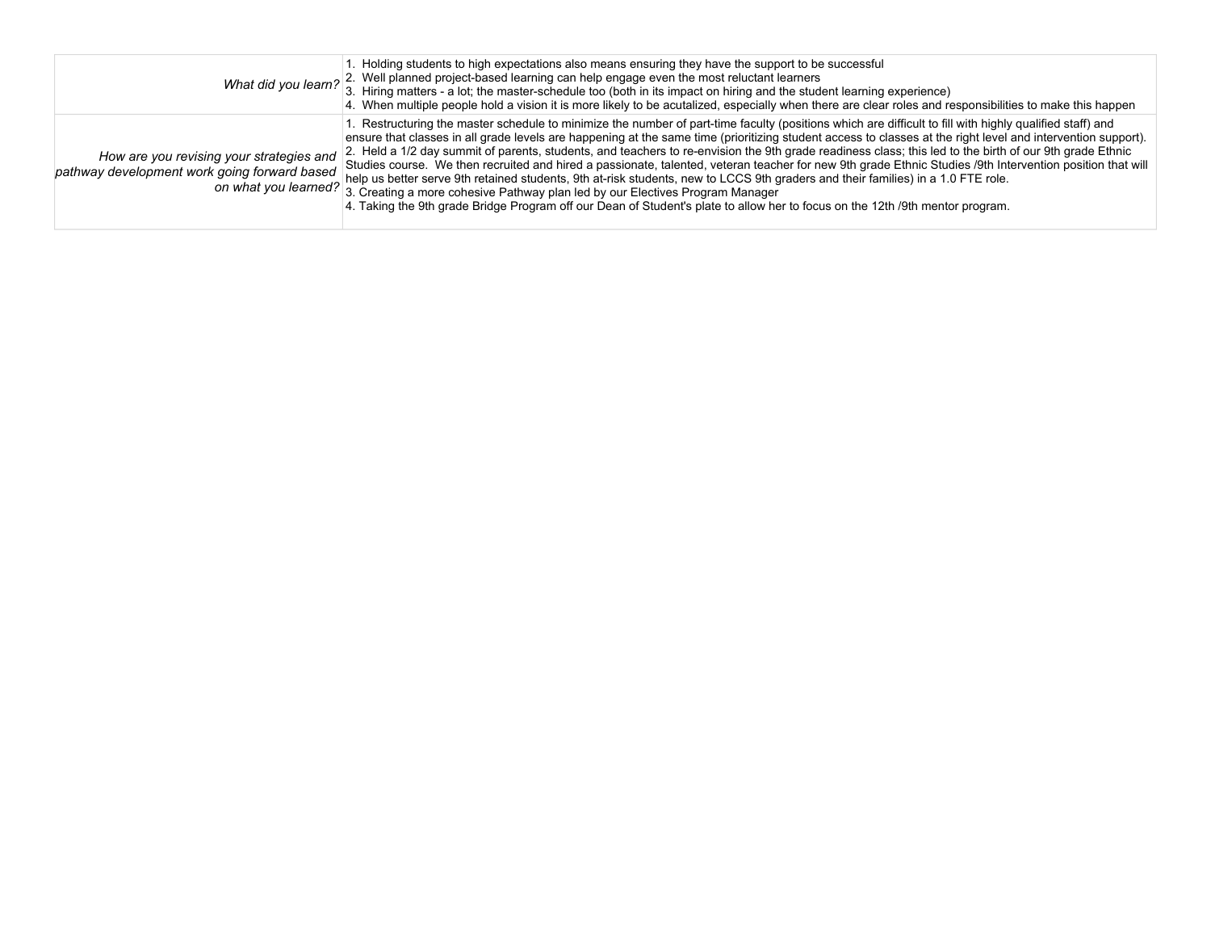| | |
|---|---|
| *What did you learn?* | 1. Holding students to high expectations also means ensuring they have the support to be successful<br>2. Well planned project-based learning can help engage even the most reluctant learners<br>3. Hiring matters - a lot; the master-schedule too (both in its impact on hiring and the student learning experience)<br>4. When multiple people hold a vision it is more likely to be acutalized, especially when there are clear roles and responsibilities to make this happen |
| *How are you revising your strategies and pathway development work going forward based on what you learned?* | 1. Restructuring the master schedule to minimize the number of part-time faculty (positions which are difficult to fill with highly qualified staff) and ensure that classes in all grade levels are happening at the same time (prioritizing student access to classes at the right level and intervention support).<br>2. Held a 1/2 day summit of parents, students, and teachers to re-envision the 9th grade readiness class; this led to the birth of our 9th grade Ethnic Studies course. We then recruited and hired a passionate, talented, veteran teacher for new 9th grade Ethnic Studies /9th Intervention position that will help us better serve 9th retained students, 9th at-risk students, new to LCCS 9th graders and their families) in a 1.0 FTE role.<br>3. Creating a more cohesive Pathway plan led by our Electives Program Manager<br>4. Taking the 9th grade Bridge Program off our Dean of Student's plate to allow her to focus on the 12th /9th mentor program. |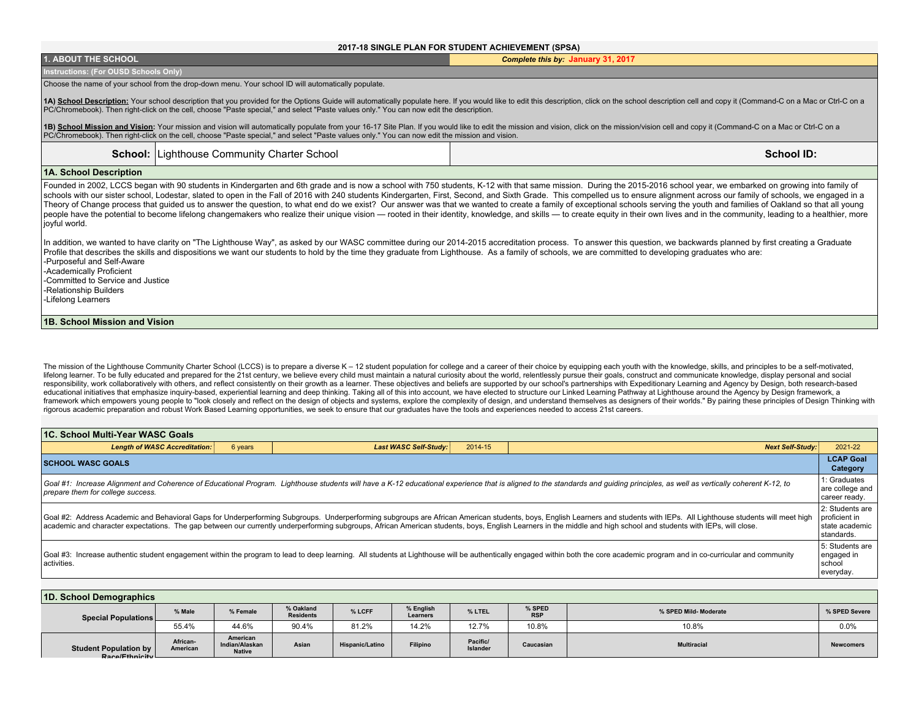# 2017-18 SINGLE PLAN FOR STUDENT ACHIEVEMENT (SPSA)

## 1. ABOUT THE SCHOOL

***Complete this by:* January 31, 2017**

**Instructions: (For OUSD Schools Only)**

Choose the name of your school from the drop-down menu. Your school ID will automatically populate.

**1A) School Description:** Your school description that you provided for the Options Guide will automatically populate here. If you would like to edit this description, click on the school description cell and copy it (Command-C on a Mac or Ctrl-C on a PC/Chromebook). Then right-click on the cell, choose "Paste special," and select "Paste values only." You can now edit the description.

**1B) School Mission and Vision:** Your mission and vision will automatically populate from your 16-17 Site Plan. If you would like to edit the mission and vision, click on the mission/vision cell and copy it (Command-C on a Mac or Ctrl-C on a PC/Chromebook). Then right-click on the cell, choose "Paste special," and select "Paste values only." You can now edit the mission and vision.

**School:** Lighthouse Community Charter School

**School ID:**

### 1A. School Description

Founded in 2002, LCCS began with 90 students in Kindergarten and 6th grade and is now a school with 750 students, K-12 with that same mission. During the 2015-2016 school year, we embarked on growing into family of schools with our sister school, Lodestar, slated to open in the Fall of 2016 with 240 students Kindergarten, First, Second, and Sixth Grade. This compelled us to ensure alignment across our family of schools, we engaged in a Theory of Change process that guided us to answer the question, to what end do we exist? Our answer was that we wanted to create a family of exceptional schools serving the youth and families of Oakland so that all young people have the potential to become lifelong changemakers who realize their unique vision — rooted in their identity, knowledge, and skills — to create equity in their own lives and in the community, leading to a healthier, more joyful world.

In addition, we wanted to have clarity on "The Lighthouse Way", as asked by our WASC committee during our 2014-2015 accreditation process. To answer this question, we backwards planned by first creating a Graduate Profile that describes the skills and dispositions we want our students to hold by the time they graduate from Lighthouse. As a family of schools, we are committed to developing graduates who are:

-Purposeful and Self-Aware
-Academically Proficient
-Committed to Service and Justice
-Relationship Builders
-Lifelong Learners

### 1B. School Mission and Vision

The mission of the Lighthouse Community Charter School (LCCS) is to prepare a diverse K – 12 student population for college and a career of their choice by equipping each youth with the knowledge, skills, and principles to be a self-motivated, lifelong learner. To be fully educated and prepared for the 21st century, we believe every child must maintain a natural curiosity about the world, relentlessly pursue their goals, construct and communicate knowledge, display personal and social responsibility, work collaboratively with others, and reflect consistently on their growth as a learner. These objectives and beliefs are supported by our school's partnerships with Expeditionary Learning and Agency by Design, both research-based educational initiatives that emphasize inquiry-based, experiential learning and deep thinking. Taking all of this into account, we have elected to structure our Linked Learning Pathway at Lighthouse around the Agency by Design framework, a framework which empowers young people to "look closely and reflect on the design of objects and systems, explore the complexity of design, and understand themselves as designers of their worlds." By pairing these principles of Design Thinking with rigorous academic preparation and robust Work Based Learning opportunities, we seek to ensure that our graduates have the tools and experiences needed to access 21st careers.

### 1C. School Multi-Year WASC Goals

| *Length of WASC Accreditation:* | 6 years | *Last WASC Self-Study:* | 2014-15 | *Next Self-Study:* | 2021-22 |
|---|---|---|---|---|---|

| SCHOOL WASC GOALS | LCAP Goal Category |
|---|---|
| *Goal #1: Increase Alignment and Coherence of Educational Program. Lighthouse students will have a K-12 educational experience that is aligned to the standards and guiding principles, as well as vertically coherent K-12, to prepare them for college success.* | 1: Graduates are college and career ready. |
| Goal #2: Address Academic and Behavioral Gaps for Underperforming Subgroups. Underperforming subgroups are African American students, boys, English Learners and students with IEPs. All Lighthouse students will meet high academic and character expectations. The gap between our currently underperforming subgroups, African American students, boys, English Learners in the middle and high school and students with IEPs, will close. | 2: Students are proficient in state academic standards. |
| Goal #3: Increase authentic student engagement within the program to lead to deep learning. All students at Lighthouse will be authentically engaged within both the core academic program and in co-curricular and community activities. | 5: Students are engaged in school everyday. |

### 1D. School Demographics

| Special Populations | % Male | % Female | % Oakland Residents | % LCFF | % English Learners | % LTEL | % SPED RSP | % SPED Mild- Moderate | % SPED Severe |
|---|---|---|---|---|---|---|---|---|---|
| | 55.4% | 44.6% | 90.4% | 81.2% | 14.2% | 12.7% | 10.8% | 10.8% | 0.0% |
| **Student Population by Race/Ethnicity** | **African-American** | **American Indian/Alaskan Native** | **Asian** | **Hispanic/Latino** | **Filipino** | **Pacific/ Islander** | **Caucasian** | **Multiracial** | **Newcomers** |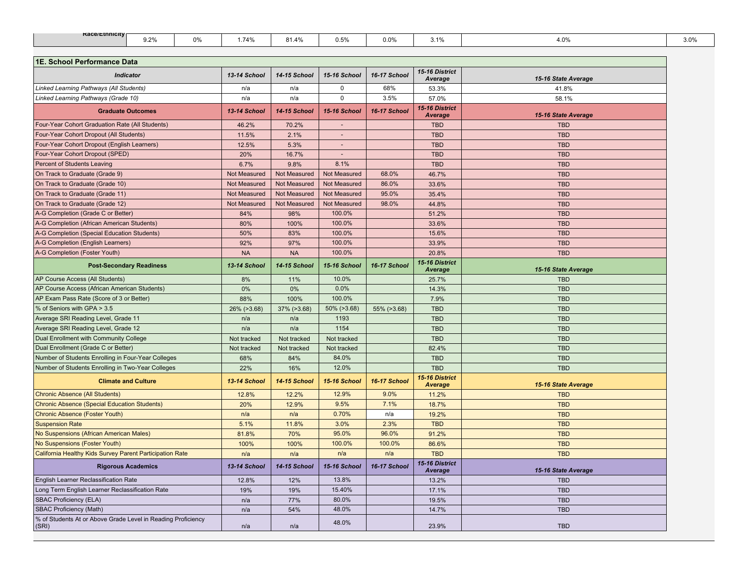| Race/Ethnicity | 9.2% | 0% | 1.74% | 81.4% | 0.5% | 0.0% | 3.1% | 4.0% | 3.0% |
|---|---|---|---|---|---|---|---|---|---|

## 1E. School Performance Data

| *Indicator* | *13-14 School* | *14-15 School* | *15-16 School* | *16-17 School* | *15-16 District Average* | *15-16 State Average* |
|---|---|---|---|---|---|---|
| *Linked Learning Pathways (All Students)* | n/a | n/a | 0 | 68% | 53.3% | 41.8% |
| *Linked Learning Pathways (Grade 10)* | n/a | n/a | 0 | 3.5% | 57.0% | 58.1% |
| **Graduate Outcomes** | *13-14 School* | *14-15 School* | *15-16 School* | *16-17 School* | *15-16 District Average* | *15-16 State Average* |
| Four-Year Cohort Graduation Rate (All Students) | 46.2% | 70.2% | - | | TBD | TBD |
| Four-Year Cohort Dropout (All Students) | 11.5% | 2.1% | - | | TBD | TBD |
| Four-Year Cohort Dropout (English Learners) | 12.5% | 5.3% | - | | TBD | TBD |
| Four-Year Cohort Dropout (SPED) | 20% | 16.7% | - | | TBD | TBD |
| Percent of Students Leaving | 6.7% | 9.8% | 8.1% | | TBD | TBD |
| On Track to Graduate (Grade 9) | Not Measured | Not Measured | Not Measured | 68.0% | 46.7% | TBD |
| On Track to Graduate (Grade 10) | Not Measured | Not Measured | Not Measured | 86.0% | 33.6% | TBD |
| On Track to Graduate (Grade 11) | Not Measured | Not Measured | Not Measured | 95.0% | 35.4% | TBD |
| On Track to Graduate (Grade 12) | Not Measured | Not Measured | Not Measured | 98.0% | 44.8% | TBD |
| A-G Completion (Grade C or Better) | 84% | 98% | 100.0% | | 51.2% | TBD |
| A-G Completion (African American Students) | 80% | 100% | 100.0% | | 33.6% | TBD |
| A-G Completion (Special Education Students) | 50% | 83% | 100.0% | | 15.6% | TBD |
| A-G Completion (English Learners) | 92% | 97% | 100.0% | | 33.9% | TBD |
| A-G Completion (Foster Youth) | NA | NA | 100.0% | | 20.8% | TBD |
| **Post-Secondary Readiness** | *13-14 School* | *14-15 School* | *15-16 School* | *16-17 School* | *15-16 District Average* | *15-16 State Average* |
| AP Course Access (All Students) | 8% | 11% | 10.0% | | 25.7% | TBD |
| AP Course Access (African American Students) | 0% | 0% | 0.0% | | 14.3% | TBD |
| AP Exam Pass Rate (Score of 3 or Better) | 88% | 100% | 100.0% | | 7.9% | TBD |
| % of Seniors with GPA > 3.5 | 26% (>3.68) | 37% (>3.68) | 50% (>3.68) | 55% (>3.68) | TBD | TBD |
| Average SRI Reading Level, Grade 11 | n/a | n/a | 1193 | | TBD | TBD |
| Average SRI Reading Level, Grade 12 | n/a | n/a | 1154 | | TBD | TBD |
| Dual Enrollment with Community College | Not tracked | Not tracked | Not tracked | | TBD | TBD |
| Dual Enrollment (Grade C or Better) | Not tracked | Not tracked | Not tracked | | 82.4% | TBD |
| Number of Students Enrolling in Four-Year Colleges | 68% | 84% | 84.0% | | TBD | TBD |
| Number of Students Enrolling in Two-Year Colleges | 22% | 16% | 12.0% | | TBD | TBD |
| **Climate and Culture** | *13-14 School* | *14-15 School* | *15-16 School* | *16-17 School* | *15-16 District Average* | *15-16 State Average* |
| Chronic Absence (All Students) | 12.8% | 12.2% | 12.9% | 9.0% | 11.2% | TBD |
| Chronic Absence (Special Education Students) | 20% | 12.9% | 9.5% | 7.1% | 18.7% | TBD |
| Chronic Absence (Foster Youth) | n/a | n/a | 0.70% | n/a | 19.2% | TBD |
| Suspension Rate | 5.1% | 11.8% | 3.0% | 2.3% | TBD | TBD |
| No Suspensions (African American Males) | 81.8% | 70% | 95.0% | 96.0% | 91.2% | TBD |
| No Suspensions (Foster Youth) | 100% | 100% | 100.0% | 100.0% | 86.6% | TBD |
| California Healthy Kids Survey Parent Participation Rate | n/a | n/a | n/a | n/a | TBD | TBD |
| **Rigorous Academics** | *13-14 School* | *14-15 School* | *15-16 School* | *16-17 School* | *15-16 District Average* | *15-16 State Average* |
| English Learner Reclassification Rate | 12.8% | 12% | 13.8% | | 13.2% | TBD |
| Long Term English Learner Reclassification Rate | 19% | 19% | 15.40% | | 17.1% | TBD |
| SBAC Proficiency (ELA) | n/a | 77% | 80.0% | | 19.5% | TBD |
| SBAC Proficiency (Math) | n/a | 54% | 48.0% | | 14.7% | TBD |
| % of Students At or Above Grade Level in Reading Proficiency (SRI) | n/a | n/a | 48.0% | | 23.9% | TBD |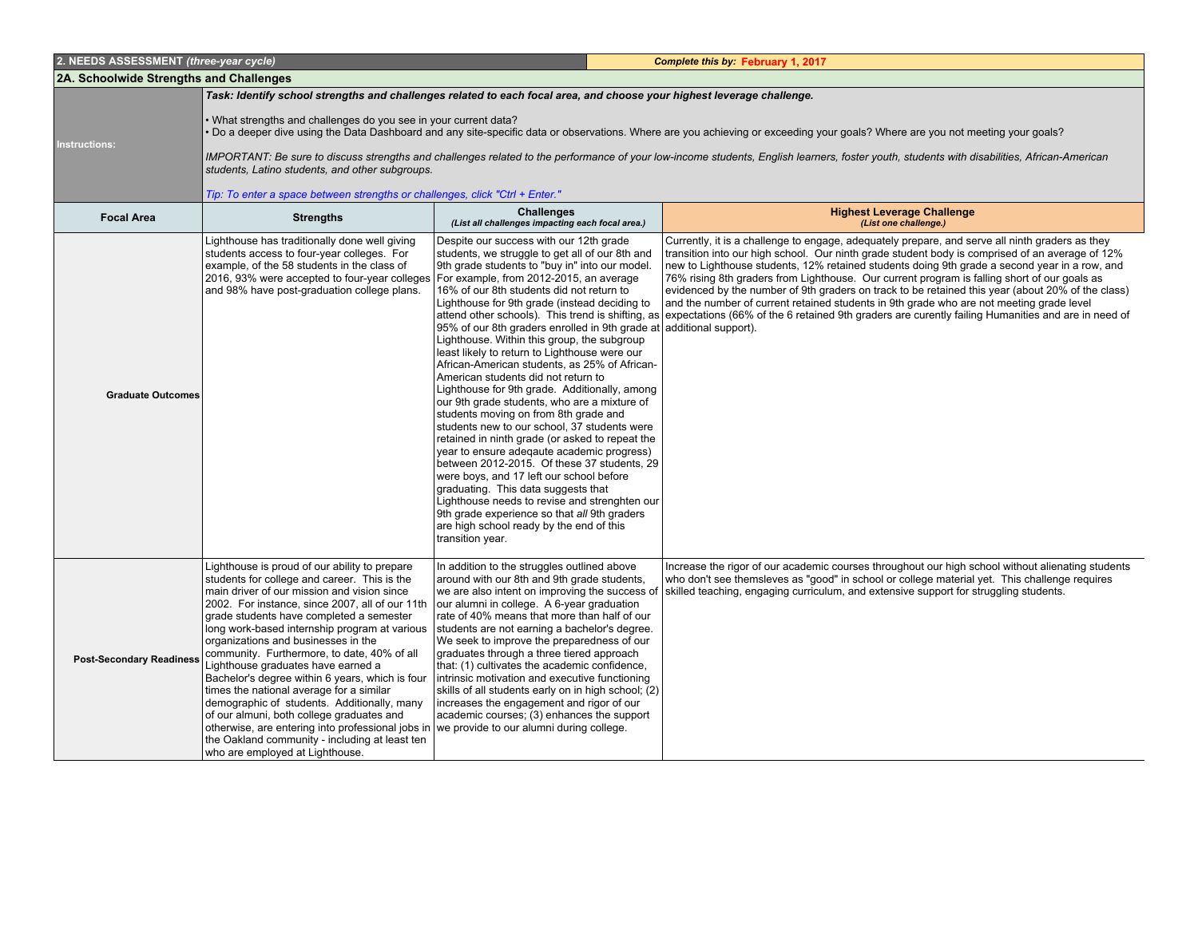## 2. NEEDS ASSESSMENT *(three-year cycle)*

***Complete this by:*** **February 1, 2017**

### 2A. Schoolwide Strengths and Challenges

**Instructions:**

***Task: Identify school strengths and challenges related to each focal area, and choose your highest leverage challenge.***

- What strengths and challenges do you see in your current data?
- Do a deeper dive using the Data Dashboard and any site-specific data or observations. Where are you achieving or exceeding your goals? Where are you not meeting your goals?

*IMPORTANT: Be sure to discuss strengths and challenges related to the performance of your low-income students, English learners, foster youth, students with disabilities, African-American students, Latino students, and other subgroups.*

*Tip: To enter a space between strengths or challenges, click "Ctrl + Enter."*

| Focal Area | Strengths | Challenges *(List all challenges impacting each focal area.)* | Highest Leverage Challenge *(List one challenge.)* |
|---|---|---|---|
| **Graduate Outcomes** | Lighthouse has traditionally done well giving students access to four-year colleges. For example, of the 58 students in the class of 2016, 93% were accepted to four-year colleges and 98% have post-graduation college plans. | Despite our success with our 12th grade students, we struggle to get all of our 8th and 9th grade students to "buy in" into our model. For example, from 2012-2015, an average 16% of our 8th students did not return to Lighthouse for 9th grade (instead deciding to attend other schools). This trend is shifting, as 95% of our 8th graders enrolled in 9th grade at Lighthouse. Within this group, the subgroup least likely to return to Lighthouse were our African-American students, as 25% of African-American students did not return to Lighthouse for 9th grade. Additionally, among our 9th grade students, who are a mixture of students moving on from 8th grade and students new to our school, 37 students were retained in ninth grade (or asked to repeat the year to ensure adeqaute academic progress) between 2012-2015. Of these 37 students, 29 were boys, and 17 left our school before graduating. This data suggests that Lighthouse needs to revise and strenghten our 9th grade experience so that *all* 9th graders are high school ready by the end of this transition year. | Currently, it is a challenge to engage, adequately prepare, and serve all ninth graders as they transition into our high school. Our ninth grade student body is comprised of an average of 12% new to Lighthouse students, 12% retained students doing 9th grade a second year in a row, and 76% rising 8th graders from Lighthouse. Our current program is falling short of our goals as evidenced by the number of 9th graders on track to be retained this year (about 20% of the class) and the number of current retained students in 9th grade who are not meeting grade level expectations (66% of the 6 retained 9th graders are curently failing Humanities and are in need of additional support). |
| **Post-Secondary Readiness** | Lighthouse is proud of our ability to prepare students for college and career. This is the main driver of our mission and vision since 2002. For instance, since 2007, all of our 11th grade students have completed a semester long work-based internship program at various organizations and businesses in the community. Furthermore, to date, 40% of all Lighthouse graduates have earned a Bachelor's degree within 6 years, which is four times the national average for a similar demographic of students. Additionally, many of our almuni, both college graduates and otherwise, are entering into professional jobs in the Oakland community - including at least ten who are employed at Lighthouse. | In addition to the struggles outlined above around with our 8th and 9th grade students, we are also intent on improving the success of our alumni in college. A 6-year graduation rate of 40% means that more than half of our students are not earning a bachelor's degree. We seek to improve the preparedness of our graduates through a three tiered approach that: (1) cultivates the academic confidence, intrinsic motivation and executive functioning skills of all students early on in high school; (2) increases the engagement and rigor of our academic courses; (3) enhances the support we provide to our alumni during college. | Increase the rigor of our academic courses throughout our high school without alienating students who don't see themsleves as "good" in school or college material yet. This challenge requires skilled teaching, engaging curriculum, and extensive support for struggling students. |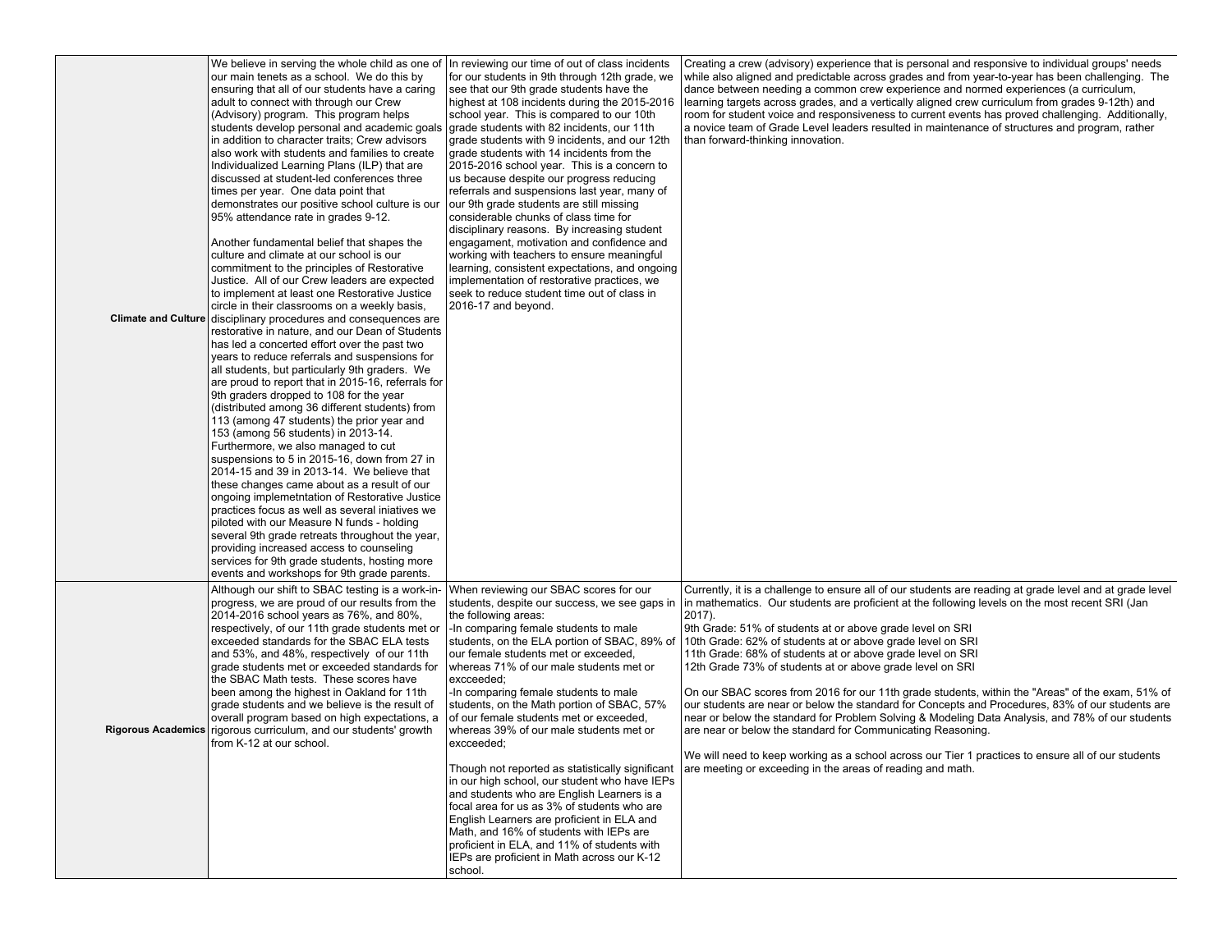| | | | |
|---|---|---|---|
| **Climate and Culture** | We believe in serving the whole child as one of our main tenets as a school. We do this by ensuring that all of our students have a caring adult to connect with through our Crew (Advisory) program. This program helps students develop personal and academic goals in addition to character traits; Crew advisors also work with students and families to create Individualized Learning Plans (ILP) that are discussed at student-led conferences three times per year. One data point that demonstrates our positive school culture is our 95% attendance rate in grades 9-12.<br><br>Another fundamental belief that shapes the culture and climate at our school is our commitment to the principles of Restorative Justice. All of our Crew leaders are expected to implement at least one Restorative Justice circle in their classrooms on a weekly basis, disciplinary procedures and consequences are restorative in nature, and our Dean of Students has led a concerted effort over the past two years to reduce referrals and suspensions for all students, but particularly 9th graders. We are proud to report that in 2015-16, referrals for 9th graders dropped to 108 for the year (distributed among 36 different students) from 113 (among 47 students) the prior year and 153 (among 56 students) in 2013-14. Furthermore, we also managed to cut suspensions to 5 in 2015-16, down from 27 in 2014-15 and 39 in 2013-14. We believe that these changes came about as a result of our ongoing implemetntation of Restorative Justice practices focus as well as several iniatives we piloted with our Measure N funds - holding several 9th grade retreats throughout the year, providing increased access to counseling services for 9th grade students, hosting more events and workshops for 9th grade parents. | In reviewing our time of out of class incidents for our students in 9th through 12th grade, we see that our 9th grade students have the highest at 108 incidents during the 2015-2016 school year. This is compared to our 10th grade students with 82 incidents, our 11th grade students with 9 incidents, and our 12th grade students with 14 incidents from the 2015-2016 school year. This is a concern to us because despite our progress reducing referrals and suspensions last year, many of our 9th grade students are still missing considerable chunks of class time for disciplinary reasons. By increasing student engagament, motivation and confidence and working with teachers to ensure meaningful learning, consistent expectations, and ongoing implementation of restorative practices, we seek to reduce student time out of class in 2016-17 and beyond. | Creating a crew (advisory) experience that is personal and responsive to individual groups' needs while also aligned and predictable across grades and from year-to-year has been challenging. The dance between needing a common crew experience and normed experiences (a curriculum, learning targets across grades, and a vertically aligned crew curriculum from grades 9-12th) and room for student voice and responsiveness to current events has proved challenging. Additionally, a novice team of Grade Level leaders resulted in maintenance of structures and program, rather than forward-thinking innovation. |
| **Rigorous Academics** | Although our shift to SBAC testing is a work-in-progress, we are proud of our results from the 2014-2016 school years as 76%, and 80%, respectively, of our 11th grade students met or exceeded standards for the SBAC ELA tests and 53%, and 48%, respectively of our 11th grade students met or exceeded standards for the SBAC Math tests. These scores have been among the highest in Oakland for 11th grade students and we believe is the result of overall program based on high expectations, a rigorous curriculum, and our students' growth from K-12 at our school. | When reviewing our SBAC scores for our students, despite our success, we see gaps in the following areas:<br>-In comparing female students to male students, on the ELA portion of SBAC, 89% of our female students met or exceeded, whereas 71% of our male students met or excceeded;<br>-In comparing female students to male students, on the Math portion of SBAC, 57% of our female students met or exceeded, whereas 39% of our male students met or excceeded;<br><br>Though not reported as statistically significant in our high school, our student who have IEPs and students who are English Learners is a focal area for us as 3% of students who are English Learners are proficient in ELA and Math, and 16% of students with IEPs are proficient in ELA, and 11% of students with IEPs are proficient in Math across our K-12 school. | Currently, it is a challenge to ensure all of our students are reading at grade level and at grade level in mathematics. Our students are proficient at the following levels on the most recent SRI (Jan 2017).<br>9th Grade: 51% of students at or above grade level on SRI<br>10th Grade: 62% of students at or above grade level on SRI<br>11th Grade: 68% of students at or above grade level on SRI<br>12th Grade 73% of students at or above grade level on SRI<br><br>On our SBAC scores from 2016 for our 11th grade students, within the "Areas" of the exam, 51% of our students are near or below the standard for Concepts and Procedures, 83% of our students are near or below the standard for Problem Solving & Modeling Data Analysis, and 78% of our students are near or below the standard for Communicating Reasoning.<br><br>We will need to keep working as a school across our Tier 1 practices to ensure all of our students are meeting or exceeding in the areas of reading and math. |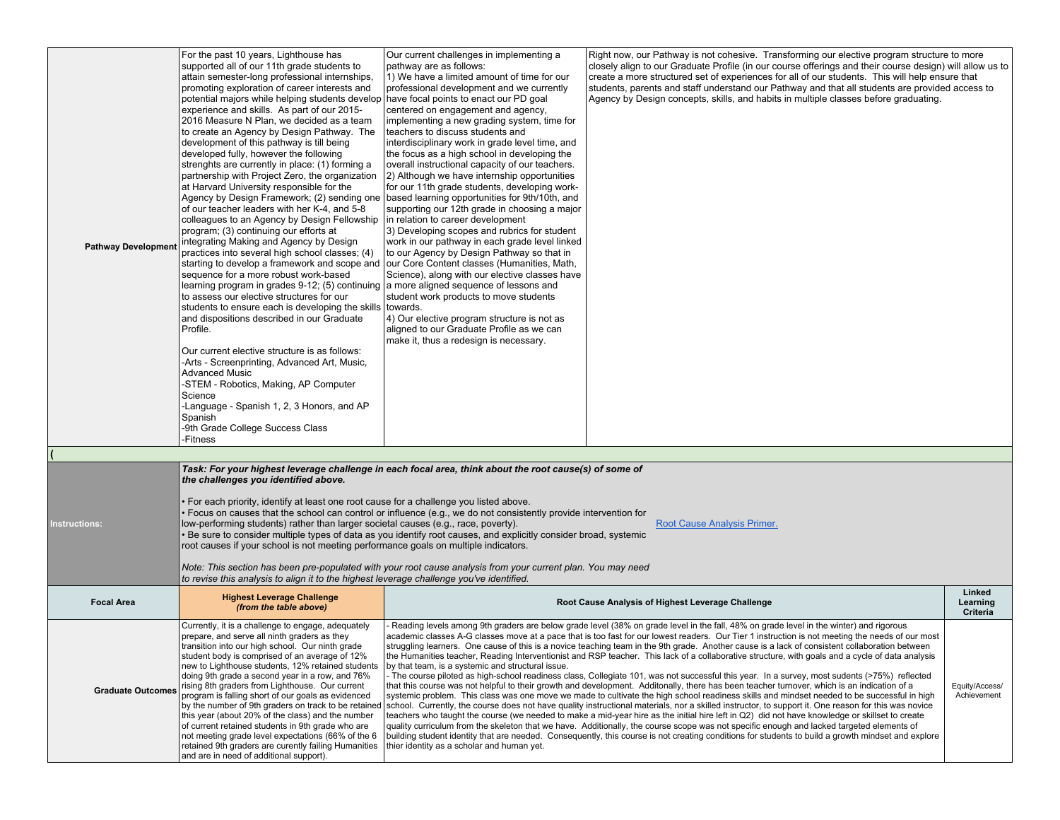| | | | |
|---|---|---|---|
| **Pathway Development** | For the past 10 years, Lighthouse has supported all of our 11th grade students to attain semester-long professional internships, promoting exploration of career interests and potential majors while helping students develop experience and skills. As part of our 2015-2016 Measure N Plan, we decided as a team to create an Agency by Design Pathway. The development of this pathway is till being developed fully, however the following strenghts are currently in place: (1) forming a partnership with Project Zero, the organization at Harvard University responsible for the Agency by Design Framework; (2) sending one of our teacher leaders with her K-4, and 5-8 colleagues to an Agency by Design Fellowship program; (3) continuing our efforts at integrating Making and Agency by Design practices into several high school classes; (4) starting to develop a framework and scope and sequence for a more robust work-based learning program in grades 9-12; (5) continuing to assess our elective structures for our students to ensure each is developing the skills and dispositions described in our Graduate Profile.<br><br>Our current elective structure is as follows:<br>-Arts - Screenprinting, Advanced Art, Music, Advanced Music<br>-STEM - Robotics, Making, AP Computer Science<br>-Language - Spanish 1, 2, 3 Honors, and AP Spanish<br>-9th Grade College Success Class<br>-Fitness | Our current challenges in implementing a pathway are as follows:<br>1) We have a limited amount of time for our professional development and we currently have focal points to enact our PD goal centered on engagement and agency, implementing a new grading system, time for teachers to discuss students and interdisciplinary work in grade level time, and the focus as a high school in developing the overall instructional capacity of our teachers.<br>2) Although we have internship opportunities for our 11th grade students, developing work-based learning opportunities for 9th/10th, and supporting our 12th grade in choosing a major in relation to career development<br>3) Developing scopes and rubrics for student work in our pathway in each grade level linked to our Agency by Design Pathway so that in our Core Content classes (Humanities, Math, Science), along with our elective classes have a more aligned sequence of lessons and student work products to move students towards.<br>4) Our elective program structure is not as aligned to our Graduate Profile as we can make it, thus a redesign is necessary. | Right now, our Pathway is not cohesive. Transforming our elective program structure to more closely align to our Graduate Profile (in our course offerings and their course design) will allow us to create a more structured set of experiences for all of our students. This will help ensure that students, parents and staff understand our Pathway and that all students are provided access to Agency by Design concepts, skills, and habits in multiple classes before graduating. |

(

| | | |
|---|---|---|
| **Instructions:** | ***Task: For your highest leverage challenge in each focal area, think about the root cause(s) of some of the challenges you identified above.***<br><br>• For each priority, identify at least one root cause for a challenge you listed above.<br>• Focus on causes that the school can control or influence (e.g., we do not consistently provide intervention for low-performing students) rather than larger societal causes (e.g., race, poverty).<br>• Be sure to consider multiple types of data as you identify root causes, and explicitly consider broad, systemic root causes if your school is not meeting performance goals on multiple indicators.<br><br>*Note: This section has been pre-populated with your root cause analysis from your current plan. You may need to revise this analysis to align it to the highest leverage challenge you've identified.* | Root Cause Analysis Primer. |

| Focal Area | Highest Leverage Challenge *(from the table above)* | Root Cause Analysis of Highest Leverage Challenge | Linked Learning Criteria |
|---|---|---|---|
| **Graduate Outcomes** | Currently, it is a challenge to engage, adequately prepare, and serve all ninth graders as they transition into our high school. Our ninth grade student body is comprised of an average of 12% new to Lighthouse students, 12% retained students doing 9th grade a second year in a row, and 76% rising 8th graders from Lighthouse. Our current program is falling short of our goals as evidenced by the number of 9th graders on track to be retained this year (about 20% of the class) and the number of current retained students in 9th grade who are not meeting grade level expectations (66% of the 6 retained 9th graders are curently failing Humanities and are in need of additional support). | - Reading levels among 9th graders are below grade level (38% on grade level in the fall, 48% on grade level in the winter) and rigorous academic classes A-G classes move at a pace that is too fast for our lowest readers. Our Tier 1 instruction is not meeting the needs of our most struggling learners. One cause of this is a novice teaching team in the 9th grade. Another cause is a lack of consistent collaboration between the Humanities teacher, Reading Interventionist and RSP teacher. This lack of a collaborative structure, with goals and a cycle of data analysis by that team, is a systemic and structural issue.<br>- The course piloted as high-school readiness class, Collegiate 101, was not successful this year. In a survey, most sudents (>75%) reflected that this course was not helpful to their growth and development. Additonally, there has been teacher turnover, which is an indication of a systemic problem. This class was one move we made to cultivate the high school readiness skills and mindset needed to be successful in high school. Currently, the course does not have quality instructional materials, nor a skilled instructor, to support it. One reason for this was novice teachers who taught the course (we needed to make a mid-year hire as the initial hire left in Q2) did not have knowledge or skillset to create quality curriculum from the skeleton that we have. Additionally, the course scope was not specific enough and lacked targeted elements of building student identity that are needed. Consequently, this course is not creating conditions for students to build a growth mindset and explore thier identity as a scholar and human yet. | Equity/Access/ Achievement |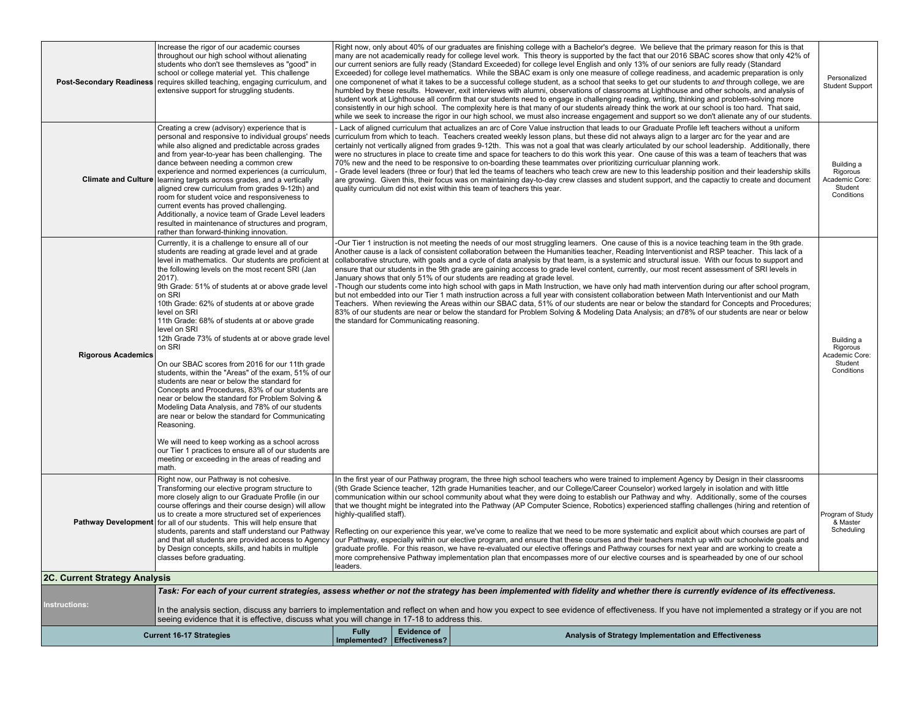| | | | |
|---|---|---|---|
| **Post-Secondary Readiness** | Increase the rigor of our academic courses throughout our high school without alienating students who don't see themsleves as "good" in school or college material yet. This challenge requires skilled teaching, engaging curriculum, and extensive support for struggling students. | Right now, only about 40% of our graduates are finishing college with a Bachelor's degree. We believe that the primary reason for this is that many are not academically ready for college level work. This theory is supported by the fact that our 2016 SBAC scores show that only 42% of our current seniors are fully ready (Standard Exceeded) for college level English and only 13% of our seniors are fully ready (Standard Exceeded) for college level mathematics. While the SBAC exam is only one measure of college readiness, and academic preparation is only one componenet of what it takes to be a successful college student, as a school that seeks to get our students to *and* through college, we are humbled by these results. However, exit interviews with alumni, observations of classrooms at Lighthouse and other schools, and analysis of student work at Lighthouse all confirm that our students need to engage in challenging reading, writing, thinking and problem-solving more consistently in our high school. The complexity here is that many of our students already think the work at our school is too hard. That said, while we seek to increase the rigor in our high school, we must also increase engagement and support so we don't alienate any of our students. | Personalized Student Support |
| **Climate and Culture** | Creating a crew (advisory) experience that is personal and responsive to individual groups' needs while also aligned and predictable across grades and from year-to-year has been challenging. The dance between needing a common crew experience and normed experiences (a curriculum, learning targets across grades, and a vertically aligned crew curriculum from grades 9-12th) and room for student voice and responsiveness to current events has proved challenging. Additionally, a novice team of Grade Level leaders resulted in maintenance of structures and program, rather than forward-thinking innovation. | - Lack of aligned curriculum that actualizes an arc of Core Value instruction that leads to our Graduate Profile left teachers without a uniform curriculum from which to teach. Teachers created weekly lesson plans, but these did not always align to a larger arc for the year and are certainly not vertically aligned from grades 9-12th. This was not a goal that was clearly articulated by our school leadership. Additionally, there were no structures in place to create time and space for teachers to do this work this year. One cause of this was a team of teachers that was 70% new and the need to be responsive to on-boarding these teammates over prioritizing curriculuar planning work.<br>- Grade level leaders (three or four) that led the teams of teachers who teach crew are new to this leadership position and their leadership skills are growing. Given this, their focus was on maintaining day-to-day crew classes and student support, and the capactiy to create and document quality curriculum did not exist within this team of teachers this year. | Building a Rigorous Academic Core: Student Conditions |
| **Rigorous Academics** | Currently, it is a challenge to ensure all of our students are reading at grade level and at grade level in mathematics. Our students are proficient at the following levels on the most recent SRI (Jan 2017).<br>9th Grade: 51% of students at or above grade level on SRI<br>10th Grade: 62% of students at or above grade level on SRI<br>11th Grade: 68% of students at or above grade level on SRI<br>12th Grade 73% of students at or above grade level on SRI<br><br>On our SBAC scores from 2016 for our 11th grade students, within the "Areas" of the exam, 51% of our students are near or below the standard for Concepts and Procedures, 83% of our students are near or below the standard for Problem Solving & Modeling Data Analysis, and 78% of our students are near or below the standard for Communicating Reasoning.<br><br>We will need to keep working as a school across our Tier 1 practices to ensure all of our students are meeting or exceeding in the areas of reading and math. | -Our Tier 1 instruction is not meeting the needs of our most struggling learners. One cause of this is a novice teaching team in the 9th grade. Another cause is a lack of consistent collaboration between the Humanities teacher, Reading Interventionist and RSP teacher. This lack of a collaborative structure, with goals and a cycle of data analysis by that team, is a systemic and structural issue. With our focus to support and ensure that our students in the 9th grade are gaining acccess to grade level content, currently, our most recent assessment of SRI levels in January shows that only 51% of our students are reading at grade level.<br>-Though our students come into high school with gaps in Math Instruction, we have only had math intervention during our after school program, but not embedded into our Tier 1 math instruction across a full year with consistent collaboration between Math Interventionist and our Math Teachers. When reviewing the Areas within our SBAC data, 51% of our students are near or below the standard for Concepts and Procedures; 83% of our students are near or below the standard for Problem Solving & Modeling Data Analysis; an d78% of our students are near or below the standard for Communicating reasoning. | Building a Rigorous Academic Core: Student Conditions |
| **Pathway Development** | Right now, our Pathway is not cohesive. Transforming our elective program structure to more closely align to our Graduate Profile (in our course offerings and their course design) will allow us to create a more structured set of experiences for all of our students. This will help ensure that students, parents and staff understand our Pathway and that all students are provided access to Agency by Design concepts, skills, and habits in multiple classes before graduating. | In the first year of our Pathway program, the three high school teachers who were trained to implement Agency by Design in their classrooms (9th Grade Science teacher, 12th grade Humanities teacher, and our College/Career Counselor) worked largely in isolation and with little communication within our school community about what they were doing to establish our Pathway and why. Additionally, some of the courses that we thought might be integrated into the Pathway (AP Computer Science, Robotics) experienced staffing challenges (hiring and retention of highly-qualified staff).<br><br>Reflecting on our experience this year, we've come to realize that we need to be more systematic and explicit about which courses are part of our Pathway, especially within our elective program, and ensure that these courses and their teachers match up with our schoolwide goals and graduate profile. For this reason, we have re-evaluated our elective offerings and Pathway courses for next year and are working to create a more comprehensive Pathway implementation plan that encompasses more of our elective courses and is spearheaded by one of our school leaders. | Program of Study & Master Scheduling |

## 2C. Current Strategy Analysis

| | |
|---|---|
| **Instructions:** | ***Task: For each of your current strategies, assess whether or not the strategy has been implemented with fidelity and whether there is currently evidence of its effectiveness.***<br><br>In the analysis section, discuss any barriers to implementation and reflect on when and how you expect to see evidence of effectiveness. If you have not implemented a strategy or if you are not seeing evidence that it is effective, discuss what you will change in 17-18 to address this. |

| Current 16-17 Strategies | Fully Implemented? | Evidence of Effectiveness? | Analysis of Strategy Implementation and Effectiveness |
|---|---|---|---|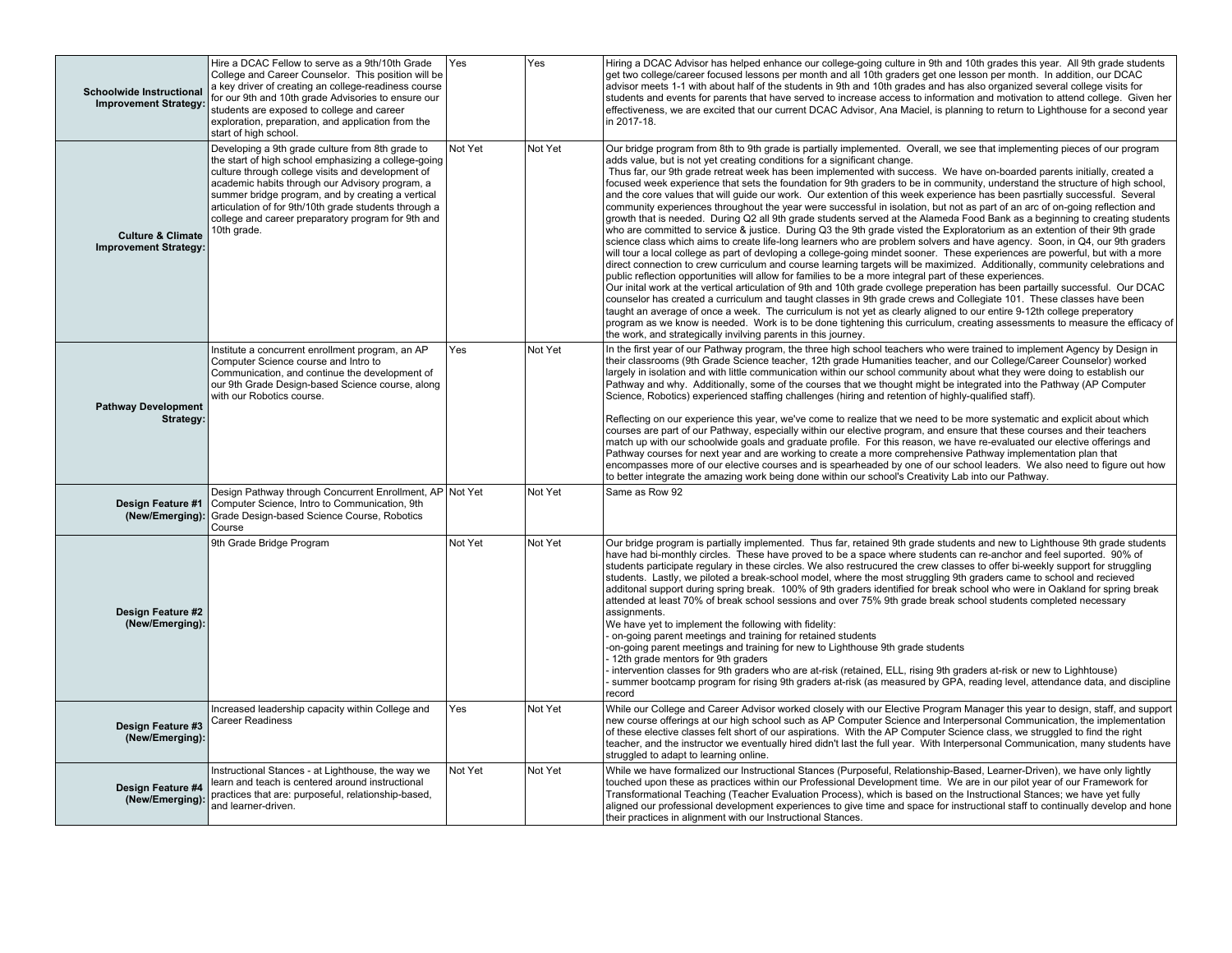| | | | | |
|---|---|---|---|---|
| **Schoolwide Instructional Improvement Strategy:** | Hire a DCAC Fellow to serve as a 9th/10th Grade College and Career Counselor. This position will be a key driver of creating an college-readiness course for our 9th and 10th grade Advisories to ensure our students are exposed to college and career exploration, preparation, and application from the start of high school. | Yes | Yes | Hiring a DCAC Advisor has helped enhance our college-going culture in 9th and 10th grades this year. All 9th grade students get two college/career focused lessons per month and all 10th graders get one lesson per month. In addition, our DCAC advisor meets 1-1 with about half of the students in 9th and 10th grades and has also organized several college visits for students and events for parents that have served to increase access to information and motivation to attend college. Given her effectiveness, we are excited that our current DCAC Advisor, Ana Maciel, is planning to return to Lighthouse for a second year in 2017-18. |
| **Culture & Climate Improvement Strategy:** | Developing a 9th grade culture from 8th grade to the start of high school emphasizing a college-going culture through college visits and development of academic habits through our Advisory program, a summer bridge program, and by creating a vertical articulation of for 9th/10th grade students through a college and career preparatory program for 9th and 10th grade. | Not Yet | Not Yet | Our bridge program from 8th to 9th grade is partially implemented. Overall, we see that implementing pieces of our program adds value, but is not yet creating conditions for a significant change.<br>Thus far, our 9th grade retreat week has been implemented with success. We have on-boarded parents initially, created a focused week experience that sets the foundation for 9th graders to be in community, understand the structure of high school, and the core values that will guide our work. Our extention of this week experience has been pasrtially successful. Several community experiences throughout the year were successful in isolation, but not as part of an arc of on-going reflection and growth that is needed. During Q2 all 9th grade students served at the Alameda Food Bank as a beginning to creating students who are committed to service & justice. During Q3 the 9th grade visted the Exploratorium as an extention of their 9th grade science class which aims to create life-long learners who are problem solvers and have agency. Soon, in Q4, our 9th graders will tour a local college as part of devloping a college-going mindet sooner. These experiences are powerful, but with a more direct connection to crew curriculum and course learning targets will be maximized. Additionally, community celebrations and public reflection opportunities will allow for families to be a more integral part of these experiences.<br>Our inital work at the vertical articulation of 9th and 10th grade cvollege preperation has been partailly successful. Our DCAC counselor has created a curriculum and taught classes in 9th grade crews and Collegiate 101. These classes have been taught an average of once a week. The curriculum is not yet as clearly aligned to our entire 9-12th college preparatory program as we know is needed. Work is to be done tightening this curriculum, creating assessments to measure the efficacy of the work, and strategically invilving parents in this journey. |
| **Pathway Development Strategy:** | Institute a concurrent enrollment program, an AP Computer Science course and Intro to Communication, and continue the development of our 9th Grade Design-based Science course, along with our Robotics course. | Yes | Not Yet | In the first year of our Pathway program, the three high school teachers who were trained to implement Agency by Design in their classrooms (9th Grade Science teacher, 12th grade Humanities teacher, and our College/Career Counselor) worked largely in isolation and with little communication within our school community about what they were doing to establish our Pathway and why. Additionally, some of the courses that we thought might be integrated into the Pathway (AP Computer Science, Robotics) experienced staffing challenges (hiring and retention of highly-qualified staff).<br><br>Reflecting on our experience this year, we've come to realize that we need to be more systematic and explicit about which courses are part of our Pathway, especially within our elective program, and ensure that these courses and their teachers match up with our schoolwide goals and graduate profile. For this reason, we have re-evaluated our elective offerings and Pathway courses for next year and are working to create a more comprehensive Pathway implementation plan that encompasses more of our elective courses and is spearheaded by one of our school leaders. We also need to figure out how to better integrate the amazing work being done within our school's Creativity Lab into our Pathway. |
| **Design Feature #1 (New/Emerging):** | Design Pathway through Concurrent Enrollment, AP Computer Science, Intro to Communication, 9th Grade Design-based Science Course, Robotics Course | Not Yet | Not Yet | Same as Row 92 |
| **Design Feature #2 (New/Emerging):** | 9th Grade Bridge Program | Not Yet | Not Yet | Our bridge program is partially implemented. Thus far, retained 9th grade students and new to Lighthouse 9th grade students have had bi-monthly circles. These have proved to be a space where students can re-anchor and feel suported. 90% of students participate regulary in these circles. We also restrucured the crew classes to offer bi-weekly support for struggling students. Lastly, we piloted a break-school model, where the most struggling 9th graders came to school and recieved additonal support during spring break. 100% of 9th graders identified for break school who were in Oakland for spring break attended at least 70% of break school sessions and over 75% 9th grade break school students completed necessary assignments.<br>We have yet to implement the following with fidelity:<br>- on-going parent meetings and training for retained students<br>-on-going parent meetings and training for new to Lighthouse 9th grade students<br>- 12th grade mentors for 9th graders<br>- intervention classes for 9th graders who are at-risk (retained, ELL, rising 9th graders at-risk or new to Lighhtouse)<br>- summer bootcamp program for rising 9th graders at-risk (as measured by GPA, reading level, attendance data, and discipline record |
| **Design Feature #3 (New/Emerging):** | Increased leadership capacity within College and Career Readiness | Yes | Not Yet | While our College and Career Advisor worked closely with our Elective Program Manager this year to design, staff, and support new course offerings at our high school such as AP Computer Science and Interpersonal Communication, the implementation of these elective classes felt short of our aspirations. With the AP Computer Science class, we struggled to find the right teacher, and the instructor we eventually hired didn't last the full year. With Interpersonal Communication, many students have struggled to adapt to learning online. |
| **Design Feature #4 (New/Emerging):** | Instructional Stances - at Lighthouse, the way we learn and teach is centered around instructional practices that are: purposeful, relationship-based, and learner-driven. | Not Yet | Not Yet | While we have formalized our Instructional Stances (Purposeful, Relationship-Based, Learner-Driven), we have only lightly touched upon these as practices within our Professional Development time. We are in our pilot year of our Framework for Transformational Teaching (Teacher Evaluation Process), which is based on the Instructional Stances; we have yet fully aligned our professional development experiences to give time and space for instructional staff to continually develop and hone their practices in alignment with our Instructional Stances. |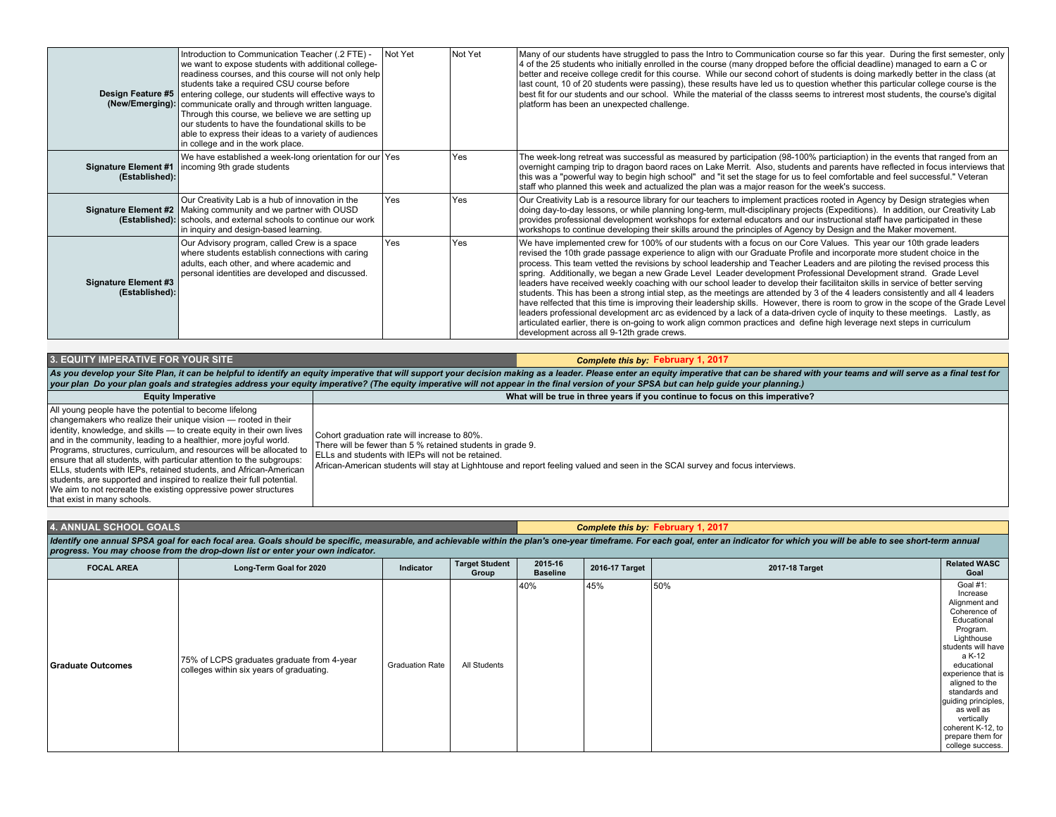| | | | | |
|---|---|---|---|---|
| **Design Feature #5 (New/Emerging):** | Introduction to Communication Teacher (.2 FTE) - we want to expose students with additional college-readiness courses, and this course will not only help students take a required CSU course before entering college, our students will effective ways to communicate orally and through written language. Through this course, we believe we are setting up our students to have the foundational skills to be able to express their ideas to a variety of audiences in college and in the work place. | Not Yet | Not Yet | Many of our students have struggled to pass the Intro to Communication course so far this year. During the first semester, only 4 of the 25 students who initially enrolled in the course (many dropped before the official deadline) managed to earn a C or better and receive college credit for this course. While our second cohort of students is doing markedly better in the class (at last count, 10 of 20 students were passing), these results have led us to question whether this particular college course is the best fit for our students and our school. While the material of the classs seems to intrerest most students, the course's digital platform has been an unexpected challenge. |
| **Signature Element #1 (Established):** | We have established a week-long orientation for our incoming 9th grade students | Yes | Yes | The week-long retreat was successful as measured by participation (98-100% particiaption) in the events that ranged from an overnight camping trip to dragon baord races on Lake Merrit. Also, students and parents have reflected in focus interviews that this was a "powerful way to begin high school" and "it set the stage for us to feel comfortable and feel successful." Veteran staff who planned this week and actualized the plan was a major reason for the week's success. |
| **Signature Element #2 (Established):** | Our Creativity Lab is a hub of innovation in the Making community and we partner with OUSD schools, and external schools to continue our work in inquiry and design-based learning. | Yes | Yes | Our Creativity Lab is a resource library for our teachers to implement practices rooted in Agency by Design strategies when doing day-to-day lessons, or while planning long-term, mult-disciplinary projects (Expeditions). In addition, our Creativity Lab provides professional development workshops for external educators and our instructional staff have participated in these workshops to continue developing their skills around the principles of Agency by Design and the Maker movement. |
| **Signature Element #3 (Established):** | Our Advisory program, called Crew is a space where students establish connections with caring adults, each other, and where academic and personal identities are developed and discussed. | Yes | Yes | We have implemented crew for 100% of our students with a focus on our Core Values. This year our 10th grade leaders revised the 10th grade passage experience to align with our Graduate Profile and incorporate more student choice in the process. This team vetted the revisions by school leadership and Teacher Leaders and are piloting the revised process this spring. Additionally, we began a new Grade Level Leader development Professional Development strand. Grade Level leaders have received weekly coaching with our school leader to develop their facilitaiton skills in service of better serving students. This has been a strong intial step, as the meetings are attended by 3 of the 4 leaders consistently and all 4 leaders have relfected that this time is improving their leadership skills. However, there is room to grow in the scope of the Grade Level leaders professional development arc as evidenced by a lack of a data-driven cycle of inquity to these meetings. Lastly, as articulated earlier, there is on-going to work align common practices and define high leverage next steps in curriculum development across all 9-12th grade crews. |

## 3. EQUITY IMPERATIVE FOR YOUR SITE

***Complete this by:* February 1, 2017**

*As you develop your Site Plan, it can be helpful to identify an equity imperative that will support your decision making as a leader. Please enter an equity imperative that can be shared with your teams and will serve as a final test for your plan Do your plan goals and strategies address your equity imperative? (The equity imperative will not appear in the final version of your SPSA but can help guide your planning.)*

| Equity Imperative | What will be true in three years if you continue to focus on this imperative? |
|---|---|
| All young people have the potential to become lifelong changemakers who realize their unique vision — rooted in their identity, knowledge, and skills — to create equity in their own lives and in the community, leading to a healthier, more joyful world. Programs, structures, curriculum, and resources will be allocated to ensure that all students, with particular attention to the subgroups: ELLs, students with IEPs, retained students, and African-American students, are supported and inspired to realize their full potential. We aim to not recreate the existing oppressive power structures that exist in many schools. | Cohort graduation rate will increase to 80%.<br>There will be fewer than 5 % retained students in grade 9.<br>ELLs and students with IEPs will not be retained.<br>African-American students will stay at Lighhtouse and report feeling valued and seen in the SCAI survey and focus interviews. |

## 4. ANNUAL SCHOOL GOALS

***Complete this by:* February 1, 2017**

*Identify one annual SPSA goal for each focal area. Goals should be specific, measurable, and achievable within the plan's one-year timeframe. For each goal, enter an indicator for which you will be able to see short-term annual progress. You may choose from the drop-down list or enter your own indicator.*

| FOCAL AREA | Long-Term Goal for 2020 | Indicator | Target Student Group | 2015-16 Baseline | 2016-17 Target | 2017-18 Target | Related WASC Goal |
|---|---|---|---|---|---|---|---|
| **Graduate Outcomes** | 75% of LCPS graduates graduate from 4-year colleges within six years of graduating. | Graduation Rate | All Students | 40% | 45% | 50% | Goal #1: Increase Alignment and Coherence of Educational Program. Lighthouse students will have a K-12 educational experience that is aligned to the standards and guiding principles, as well as vertically coherent K-12, to prepare them for college success. |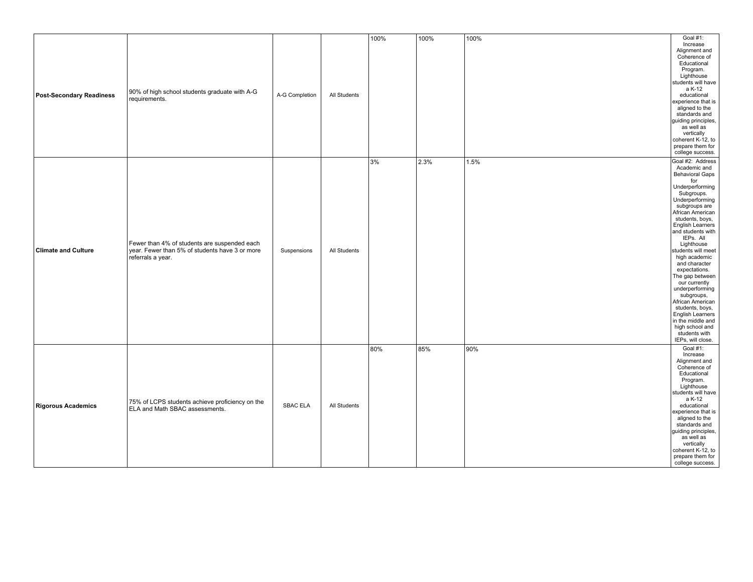| | | | | | | | |
|---|---|---|---|---|---|---|---|
| **Post-Secondary Readiness** | 90% of high school students graduate with A-G requirements. | A-G Completion | All Students | 100% | 100% | 100% | Goal #1: Increase Alignment and Coherence of Educational Program. Lighthouse students will have a K-12 educational experience that is aligned to the standards and guiding principles, as well as vertically coherent K-12, to prepare them for college success. |
| **Climate and Culture** | Fewer than 4% of students are suspended each year. Fewer than 5% of students have 3 or more referrals a year. | Suspensions | All Students | 3% | 2.3% | 1.5% | Goal #2: Address Academic and Behavioral Gaps for Underperforming Subgroups. Underperforming subgroups are African American students, boys, English Learners and students with IEPs. All Lighthouse students will meet high academic and character expectations. The gap between our currently underperforming subgroups, African American students, boys, English Learners in the middle and high school and students with IEPs, will close. |
| **Rigorous Academics** | 75% of LCPS students achieve proficiency on the ELA and Math SBAC assessments. | SBAC ELA | All Students | 80% | 85% | 90% | Goal #1: Increase Alignment and Coherence of Educational Program. Lighthouse students will have a K-12 educational experience that is aligned to the standards and guiding principles, as well as vertically coherent K-12, to prepare them for college success. |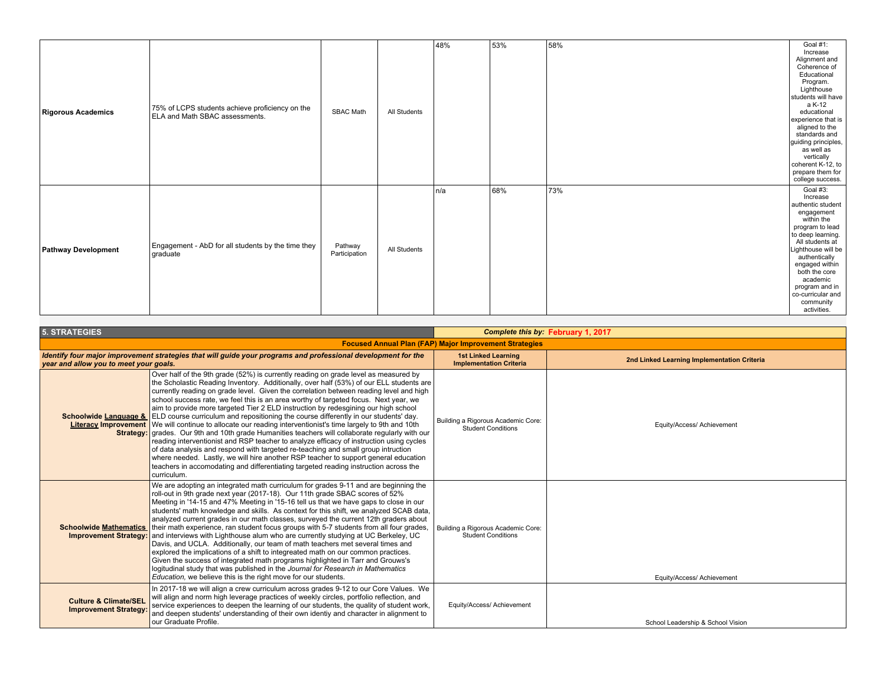| | | | | | | | |
|---|---|---|---|---|---|---|---|
| **Rigorous Academics** | 75% of LCPS students achieve proficiency on the ELA and Math SBAC assessments. | SBAC Math | All Students | 48% | 53% | 58% | Goal #1: Increase Alignment and Coherence of Educational Program. Lighthouse students will have a K-12 educational experience that is aligned to the standards and guiding principles, as well as vertically coherent K-12, to prepare them for college success. |
| **Pathway Development** | Engagement - AbD for all students by the time they graduate | Pathway Participation | All Students | n/a | 68% | 73% | Goal #3: Increase authentic student engagement within the program to lead to deep learning. All students at Lighthouse will be authentically engaged within both the core academic program and in co-curricular and community activities. |

| **5. STRATEGIES** | | ***Complete this by:* February 1, 2017** | |
|---|---|---|---|
| **Focused Annual Plan (FAP) Major Improvement Strategies** | | | |
| ***Identify four major improvement strategies that will guide your programs and professional development for the year and allow you to meet your goals.*** | | **1st Linked Learning Implementation Criteria** | **2nd Linked Learning Implementation Criteria** |
| **Schoolwide Language & Literacy Improvement Strategy:** | Over half of the 9th grade (52%) is currently reading on grade level as measured by the Scholastic Reading Inventory. Additionally, over half (53%) of our ELL students are currently reading on grade level. Given the correlation between reading level and high school success rate, we feel this is an area worthy of targeted focus. Next year, we aim to provide more targeted Tier 2 ELD instruction by redesgining our high school ELD course curriculum and repositioning the course differently in our students' day. We will continue to allocate our reading interventionist's time largely to 9th and 10th grades. Our 9th and 10th grade Humanities teachers will collaborate regularly with our reading interventionist and RSP teacher to analyze efficacy of instruction using cycles of data analysis and respond with targeted re-teaching and small group intruction where needed. Lastly, we will hire another RSP teacher to support general education teachers in accomodating and differentiating targeted reading instruction across the curriculum. | Building a Rigorous Academic Core: Student Conditions | Equity/Access/ Achievement |
| **Schoolwide Mathematics Improvement Strategy:** | We are adopting an integrated math curriculum for grades 9-11 and are beginning the roll-out in 9th grade next year (2017-18). Our 11th grade SBAC scores of 52% Meeting in '14-15 and 47% Meeting in '15-16 tell us that we have gaps to close in our students' math knowledge and skills. As context for this shift, we analyzed SCAB data, analyzed current grades in our math classes, surveyed the current 12th graders about their math experience, ran student focus groups with 5-7 students from all four grades, and interviews with Lighthouse alum who are currently studying at UC Berkeley, UC Davis, and UCLA. Additionally, our team of math teachers met several times and explored the implications of a shift to integreated math on our common practices. Given the success of integrated math programs highlighted in Tarr and Grouws's logitudinal study that was published in the *Journal for Research in Mathematics Education,* we believe this is the right move for our students. | Building a Rigorous Academic Core: Student Conditions | Equity/Access/ Achievement |
| **Culture & Climate/SEL Improvement Strategy:** | In 2017-18 we will align a crew curriculum across grades 9-12 to our Core Values. We will align and norm high leverage practices of weekly circles, portfolio reflection, and service experiences to deepen the learning of our students, the quality of student work, and deepen students' understanding of their own identiy and character in alignment to our Graduate Profile. | Equity/Access/ Achievement | School Leadership & School Vision |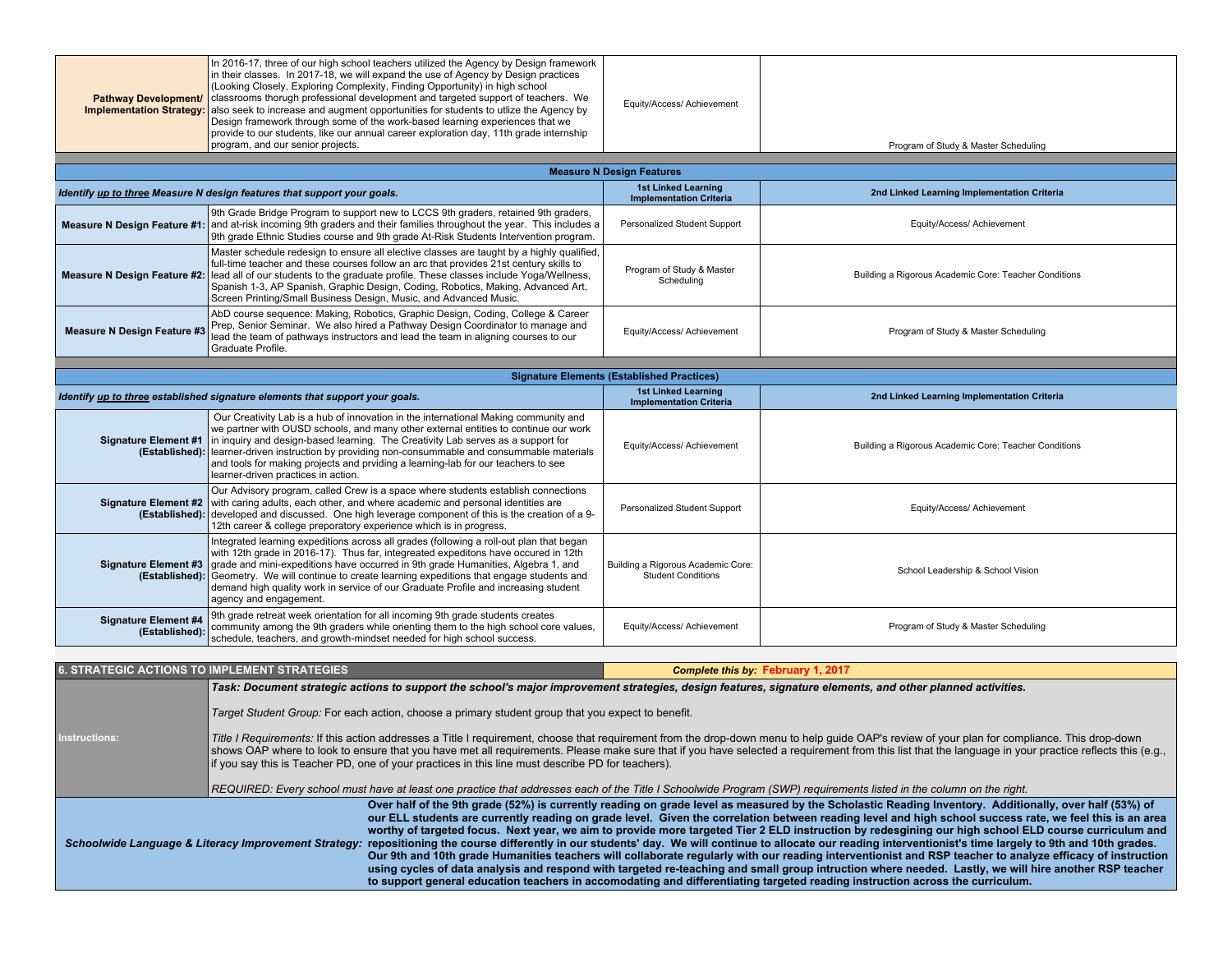| | | | |
|---|---|---|---|
| **Pathway Development/ Implementation Strategy:** | In 2016-17, three of our high school teachers utilized the Agency by Design framework in their classes. In 2017-18, we will expand the use of Agency by Design practices (Looking Closely, Exploring Complexity, Finding Opportunity) in high school classrooms thorugh professional development and targeted support of teachers. We also seek to increase and augment opportunities for students to utlize the Agency by Design framework through some of the work-based learning experiences that we provide to our students, like our annual career exploration day, 11th grade internship program, and our senior projects. | Equity/Access/ Achievement | Program of Study & Master Scheduling |

## Measure N Design Features

| *Identify up to three Measure N design features that support your goals.* | | 1st Linked Learning Implementation Criteria | 2nd Linked Learning Implementation Criteria |
|---|---|---|---|
| **Measure N Design Feature #1:** | 9th Grade Bridge Program to support new to LCCS 9th graders, retained 9th graders, and at-risk incoming 9th graders and their families throughout the year. This includes a 9th grade Ethnic Studies course and 9th grade At-Risk Students Intervention program. | Personalized Student Support | Equity/Access/ Achievement |
| **Measure N Design Feature #2:** | Master schedule redesign to ensure all elective classes are taught by a highly qualified, full-time teacher and these courses follow an arc that provides 21st century skills to lead all of our students to the graduate profile. These classes include Yoga/Wellness, Spanish 1-3, AP Spanish, Graphic Design, Coding, Robotics, Making, Advanced Art, Screen Printing/Small Business Design, Music, and Advanced Music. | Program of Study & Master Scheduling | Building a Rigorous Academic Core: Teacher Conditions |
| **Measure N Design Feature #3** | AbD course sequence: Making, Robotics, Graphic Design, Coding, College & Career Prep, Senior Seminar. We also hired a Pathway Design Coordinator to manage and lead the team of pathways instructors and lead the team in aligning courses to our Graduate Profile. | Equity/Access/ Achievement | Program of Study & Master Scheduling |

## Signature Elements (Established Practices)

| *Identify up to three established signature elements that support your goals.* | | 1st Linked Learning Implementation Criteria | 2nd Linked Learning Implementation Criteria |
|---|---|---|---|
| **Signature Element #1 (Established):** | Our Creativity Lab is a hub of innovation in the international Making community and we partner with OUSD schools, and many other external entities to continue our work in inquiry and design-based learning. The Creativity Lab serves as a support for learner-driven instruction by providing non-consummable and consummable materials and tools for making projects and prviding a learning-lab for our teachers to see learner-driven practices in action. | Equity/Access/ Achievement | Building a Rigorous Academic Core: Teacher Conditions |
| **Signature Element #2 (Established):** | Our Advisory program, called Crew is a space where students establish connections with caring adults, each other, and where academic and personal identities are developed and discussed. One high leverage component of this is the creation of a 9-12th career & college preporatory experience which is in progress. | Personalized Student Support | Equity/Access/ Achievement |
| **Signature Element #3 (Established):** | Integrated learning expeditions across all grades (following a roll-out plan that began with 12th grade in 2016-17). Thus far, integreated expeditons have occured in 12th grade and mini-expeditions have occurred in 9th grade Humanities, Algebra 1, and Geometry. We will continue to create learning expeditions that engage students and demand high quality work in service of our Graduate Profile and increasing student agency and engagement. | Building a Rigorous Academic Core: Student Conditions | School Leadership & School Vision |
| **Signature Element #4 (Established):** | 9th grade retreat week orientation for all incoming 9th grade students creates community among the 9th graders while orienting them to the high school core values, schedule, teachers, and growth-mindset needed for high school success. | Equity/Access/ Achievement | Program of Study & Master Scheduling |

## 6. STRATEGIC ACTIONS TO IMPLEMENT STRATEGIES

***Complete this by:* February 1, 2017**

**Instructions:**

***Task: Document strategic actions to support the school's major improvement strategies, design features, signature elements, and other planned activities.***

*Target Student Group:* For each action, choose a primary student group that you expect to benefit.

*Title I Requirements:* If this action addresses a Title I requirement, choose that requirement from the drop-down menu to help guide OAP's review of your plan for compliance. This drop-down shows OAP where to look to ensure that you have met all requirements. Please make sure that if you have selected a requirement from this list that the language in your practice reflects this (e.g., if you say this is Teacher PD, one of your practices in this line must describe PD for teachers).

*REQUIRED: Every school must have at least one practice that addresses each of the Title I Schoolwide Program (SWP) requirements listed in the column on the right.*

***Schoolwide Language & Literacy Improvement Strategy:*** **Over half of the 9th grade (52%) is currently reading on grade level as measured by the Scholastic Reading Inventory. Additionally, over half (53%) of our ELL students are currently reading on grade level. Given the correlation between reading level and high school success rate, we feel this is an area worthy of targeted focus. Next year, we aim to provide more targeted Tier 2 ELD instruction by redesgining our high school ELD course curriculum and repositioning the course differently in our students' day. We will continue to allocate our reading interventionist's time largely to 9th and 10th grades. Our 9th and 10th grade Humanities teachers will collaborate regularly with our reading interventionist and RSP teacher to analyze efficacy of instruction using cycles of data analysis and respond with targeted re-teaching and small group intruction where needed. Lastly, we will hire another RSP teacher to support general education teachers in accomodating and differentiating targeted reading instruction across the curriculum.**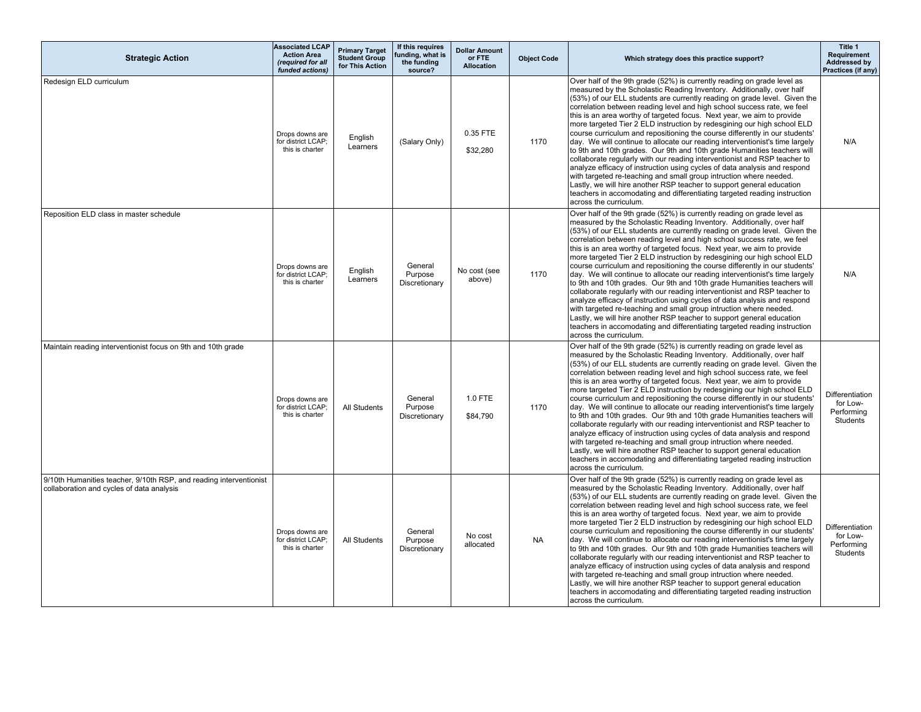| Strategic Action | Associated LCAP Action Area *(required for all funded actions)* | Primary Target Student Group for This Action | If this requires funding, what is the funding source? | Dollar Amount or FTE Allocation | Object Code | Which strategy does this practice support? | Title 1 Requirement Addressed by Practices (if any) |
|---|---|---|---|---|---|---|---|
| Redesign ELD curriculum | Drops downs are for district LCAP; this is charter | English Learners | (Salary Only) | 0.35 FTE<br><br>$32,280 | 1170 | Over half of the 9th grade (52%) is currently reading on grade level as measured by the Scholastic Reading Inventory. Additionally, over half (53%) of our ELL students are currently reading on grade level. Given the correlation between reading level and high school success rate, we feel this is an area worthy of targeted focus. Next year, we aim to provide more targeted Tier 2 ELD instruction by redesgining our high school ELD course curriculum and repositioning the course differently in our students' day. We will continue to allocate our reading interventionist's time largely to 9th and 10th grades. Our 9th and 10th grade Humanities teachers will collaborate regularly with our reading interventionist and RSP teacher to analyze efficacy of instruction using cycles of data analysis and respond with targeted re-teaching and small group intruction where needed. Lastly, we will hire another RSP teacher to support general education teachers in accomodating and differentiating targeted reading instruction across the curriculum. | N/A |
| Reposition ELD class in master schedule | Drops downs are for district LCAP; this is charter | English Learners | General Purpose Discretionary | No cost (see above) | 1170 | Over half of the 9th grade (52%) is currently reading on grade level as measured by the Scholastic Reading Inventory. Additionally, over half (53%) of our ELL students are currently reading on grade level. Given the correlation between reading level and high school success rate, we feel this is an area worthy of targeted focus. Next year, we aim to provide more targeted Tier 2 ELD instruction by redesgining our high school ELD course curriculum and repositioning the course differently in our students' day. We will continue to allocate our reading interventionist's time largely to 9th and 10th grades. Our 9th and 10th grade Humanities teachers will collaborate regularly with our reading interventionist and RSP teacher to analyze efficacy of instruction using cycles of data analysis and respond with targeted re-teaching and small group intruction where needed. Lastly, we will hire another RSP teacher to support general education teachers in accomodating and differentiating targeted reading instruction across the curriculum. | N/A |
| Maintain reading interventionist focus on 9th and 10th grade | Drops downs are for district LCAP; this is charter | All Students | General Purpose Discretionary | 1.0 FTE<br><br>$84,790 | 1170 | Over half of the 9th grade (52%) is currently reading on grade level as measured by the Scholastic Reading Inventory. Additionally, over half (53%) of our ELL students are currently reading on grade level. Given the correlation between reading level and high school success rate, we feel this is an area worthy of targeted focus. Next year, we aim to provide more targeted Tier 2 ELD instruction by redesgining our high school ELD course curriculum and repositioning the course differently in our students' day. We will continue to allocate our reading interventionist's time largely to 9th and 10th grades. Our 9th and 10th grade Humanities teachers will collaborate regularly with our reading interventionist and RSP teacher to analyze efficacy of instruction using cycles of data analysis and respond with targeted re-teaching and small group intruction where needed. Lastly, we will hire another RSP teacher to support general education teachers in accomodating and differentiating targeted reading instruction across the curriculum. | Differentiation for Low-Performing Students |
| 9/10th Humanities teacher, 9/10th RSP, and reading interventionist collaboration and cycles of data analysis | Drops downs are for district LCAP; this is charter | All Students | General Purpose Discretionary | No cost allocated | NA | Over half of the 9th grade (52%) is currently reading on grade level as measured by the Scholastic Reading Inventory. Additionally, over half (53%) of our ELL students are currently reading on grade level. Given the correlation between reading level and high school success rate, we feel this is an area worthy of targeted focus. Next year, we aim to provide more targeted Tier 2 ELD instruction by redesgining our high school ELD course curriculum and repositioning the course differently in our students' day. We will continue to allocate our reading interventionist's time largely to 9th and 10th grades. Our 9th and 10th grade Humanities teachers will collaborate regularly with our reading interventionist and RSP teacher to analyze efficacy of instruction using cycles of data analysis and respond with targeted re-teaching and small group intruction where needed. Lastly, we will hire another RSP teacher to support general education teachers in accomodating and differentiating targeted reading instruction across the curriculum. | Differentiation for Low-Performing Students |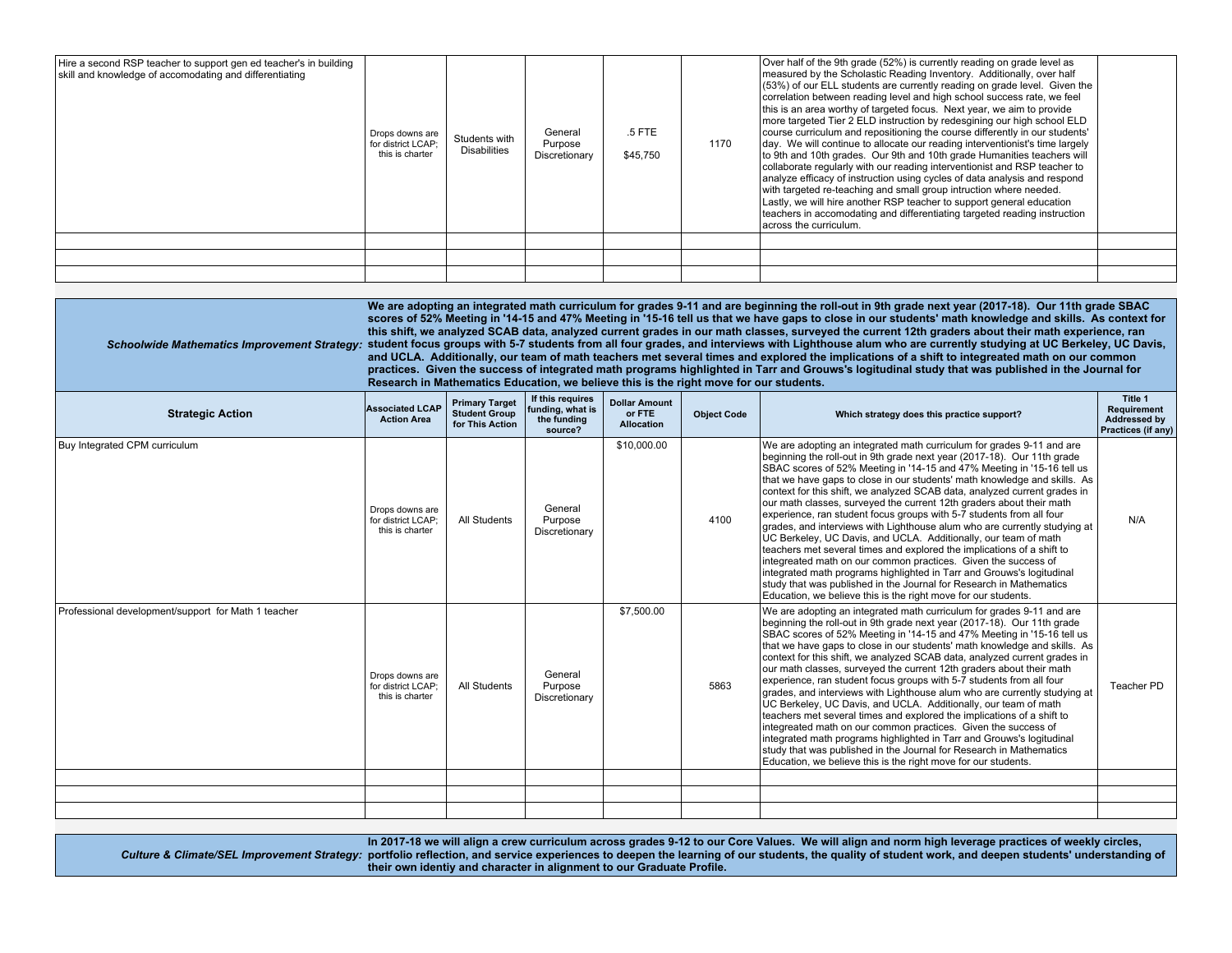| | | | | | | | |
|---|---|---|---|---|---|---|---|
| Hire a second RSP teacher to support gen ed teacher's in building skill and knowledge of accomodating and differentiating | Drops downs are for district LCAP; this is charter | Students with Disabilities | General Purpose Discretionary | .5 FTE<br>$45,750 | 1170 | Over half of the 9th grade (52%) is currently reading on grade level as measured by the Scholastic Reading Inventory. Additionally, over half (53%) of our ELL students are currently reading on grade level. Given the correlation between reading level and high school success rate, we feel this is an area worthy of targeted focus. Next year, we aim to provide more targeted Tier 2 ELD instruction by redesigning our high school ELD course curriculum and repositioning the course differently in our students' day. We will continue to allocate our reading interventionist's time largely to 9th and 10th grades. Our 9th and 10th grade Humanities teachers will collaborate regularly with our reading interventionist and RSP teacher to analyze efficacy of instruction using cycles of data analysis and respond with targeted re-teaching and small group intruction where needed. Lastly, we will hire another RSP teacher to support general education teachers in accomodating and differentiating targeted reading instruction across the curriculum. | |
| | | | | | | | |
| | | | | | | | |
| | | | | | | | |

***Schoolwide Mathematics Improvement Strategy:*** **We are adopting an integrated math curriculum for grades 9-11 and are beginning the roll-out in 9th grade next year (2017-18). Our 11th grade SBAC scores of 52% Meeting in '14-15 and 47% Meeting in '15-16 tell us that we have gaps to close in our students' math knowledge and skills. As context for this shift, we analyzed SCAB data, analyzed current grades in our math classes, surveyed the current 12th graders about their math experience, ran student focus groups with 5-7 students from all four grades, and interviews with Lighthouse alum who are currently studying at UC Berkeley, UC Davis, and UCLA. Additionally, our team of math teachers met several times and explored the implications of a shift to integreated math on our common practices. Given the success of integrated math programs highlighted in Tarr and Grouws's logitudinal study that was published in the Journal for Research in Mathematics Education, we believe this is the right move for our students.**

| Strategic Action | Associated LCAP Action Area | Primary Target Student Group for This Action | If this requires funding, what is the funding source? | Dollar Amount or FTE Allocation | Object Code | Which strategy does this practice support? | Title 1 Requirement Addressed by Practices (if any) |
|---|---|---|---|---|---|---|---|
| Buy Integrated CPM curriculum | Drops downs are for district LCAP; this is charter | All Students | General Purpose Discretionary | $10,000.00 | 4100 | We are adopting an integrated math curriculum for grades 9-11 and are beginning the roll-out in 9th grade next year (2017-18). Our 11th grade SBAC scores of 52% Meeting in '14-15 and 47% Meeting in '15-16 tell us that we have gaps to close in our students' math knowledge and skills. As context for this shift, we analyzed SCAB data, analyzed current grades in our math classes, surveyed the current 12th graders about their math experience, ran student focus groups with 5-7 students from all four grades, and interviews with Lighthouse alum who are currently studying at UC Berkeley, UC Davis, and UCLA. Additionally, our team of math teachers met several times and explored the implications of a shift to integreated math on our common practices. Given the success of integrated math programs highlighted in Tarr and Grouws's logitudinal study that was published in the Journal for Research in Mathematics Education, we believe this is the right move for our students. | N/A |
| Professional development/support for Math 1 teacher | Drops downs are for district LCAP; this is charter | All Students | General Purpose Discretionary | $7,500.00 | 5863 | We are adopting an integrated math curriculum for grades 9-11 and are beginning the roll-out in 9th grade next year (2017-18). Our 11th grade SBAC scores of 52% Meeting in '14-15 and 47% Meeting in '15-16 tell us that we have gaps to close in our students' math knowledge and skills. As context for this shift, we analyzed SCAB data, analyzed current grades in our math classes, surveyed the current 12th graders about their math experience, ran student focus groups with 5-7 students from all four grades, and interviews with Lighthouse alum who are currently studying at UC Berkeley, UC Davis, and UCLA. Additionally, our team of math teachers met several times and explored the implications of a shift to integreated math on our common practices. Given the success of integrated math programs highlighted in Tarr and Grouws's logitudinal study that was published in the Journal for Research in Mathematics Education, we believe this is the right move for our students. | Teacher PD |
| | | | | | | | |
| | | | | | | | |
| | | | | | | | |

***Culture & Climate/SEL Improvement Strategy:*** **In 2017-18 we will align a crew curriculum across grades 9-12 to our Core Values. We will align and norm high leverage practices of weekly circles, portfolio reflection, and service experiences to deepen the learning of our students, the quality of student work, and deepen students' understanding of their own identiy and character in alignment to our Graduate Profile.**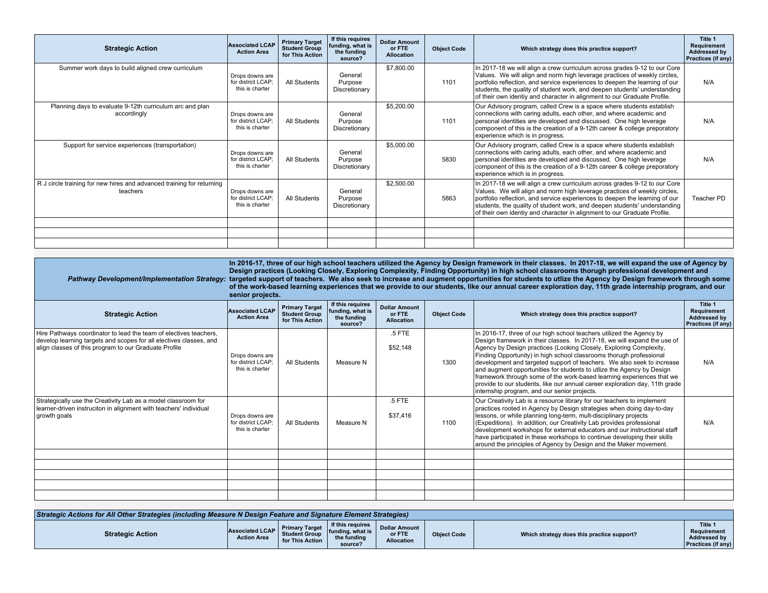| Strategic Action | Associated LCAP Action Area | Primary Target Student Group for This Action | If this requires funding, what is the funding source? | Dollar Amount or FTE Allocation | Object Code | Which strategy does this practice support? | Title 1 Requirement Addressed by Practices (if any) |
|---|---|---|---|---|---|---|---|
| Summer work days to build aligned crew curriculum | Drops downs are for district LCAP; this is charter | All Students | General Purpose Discretionary | $7,800.00 | 1101 | In 2017-18 we will align a crew curriculum across grades 9-12 to our Core Values. We will align and norm high leverage practices of weekly circles, portfolio reflection, and service experiences to deepen the learning of our students, the quality of student work, and deepen students' understanding of their own identiy and character in alignment to our Graduate Profile. | N/A |
| Planning days to evaluate 9-12th curriculum arc and plan accordingly | Drops downs are for district LCAP; this is charter | All Students | General Purpose Discretionary | $5,200.00 | 1101 | Our Advisory program, called Crew is a space where students establish connections with caring adults, each other, and where academic and personal identities are developed and discussed. One high leverage component of this is the creation of a 9-12th career & college preporatory experience which is in progress. | N/A |
| Support for service experiences (transportation) | Drops downs are for district LCAP; this is charter | All Students | General Purpose Discretionary | $5,000.00 | 5830 | Our Advisory program, called Crew is a space where students establish connections with caring adults, each other, and where academic and personal identities are developed and discussed. One high leverage component of this is the creation of a 9-12th career & college preporatory experience which is in progress. | N/A |
| R J circle training for new hires and advanced training for returning teachers | Drops downs are for district LCAP; this is charter | All Students | General Purpose Discretionary | $2,500.00 | 5863 | In 2017-18 we will align a crew curriculum across grades 9-12 to our Core Values. We will align and norm high leverage practices of weekly circles, portfolio reflection, and service experiences to deepen the learning of our students, the quality of student work, and deepen students' understanding of their own identiy and character in alignment to our Graduate Profile. | Teacher PD |
| | | | | | | | |
| | | | | | | | |
| | | | | | | | |

***Pathway Development/Implementation Strategy:*** **In 2016-17, three of our high school teachers utilized the Agency by Design framework in their classes. In 2017-18, we will expand the use of Agency by Design practices (Looking Closely, Exploring Complexity, Finding Opportunity) in high school classrooms thorugh professional development and targeted support of teachers. We also seek to increase and augment opportunities for students to utlize the Agency by Design framework through some of the work-based learning experiences that we provide to our students, like our annual career exploration day, 11th grade internship program, and our senior projects.**

| Strategic Action | Associated LCAP Action Area | Primary Target Student Group for This Action | If this requires funding, what is the funding source? | Dollar Amount or FTE Allocation | Object Code | Which strategy does this practice support? | Title 1 Requirement Addressed by Practices (if any) |
|---|---|---|---|---|---|---|---|
| Hire Pathways coordinator to lead the team of electives teachers, develop learning targets and scopes for all electives classes, and align classes of this program to our Graduate Profile | Drops downs are for district LCAP; this is charter | All Students | Measure N | .5 FTE<br>$52,148 | 1300 | In 2016-17, three of our high school teachers utilized the Agency by Design framework in their classes. In 2017-18, we will expand the use of Agency by Design practices (Looking Closely, Exploring Complexity, Finding Opportunity) in high school classrooms thorugh professional development and targeted support of teachers. We also seek to increase and augment opportunities for students to utlize the Agency by Design framework through some of the work-based learning experiences that we provide to our students, like our annual career exploration day, 11th grade internship program, and our senior projects. | N/A |
| Strategically use the Creativity Lab as a model classroom for learner-driven instruciton in alignment with teachers' individual growth goals | Drops downs are for district LCAP; this is charter | All Students | Measure N | .5 FTE<br>$37,416 | 1100 | Our Creativity Lab is a resource library for our teachers to implement practices rooted in Agency by Design strategies when doing day-to-day lessons, or while planning long-term, mult-disciplinary projects (Expeditions). In addition, our Creativity Lab provides professional development workshops for external educators and our instructional staff have participated in these workshops to continue developing their skills around the principles of Agency by Design and the Maker movement. | N/A |
| | | | | | | | |
| | | | | | | | |
| | | | | | | | |
| | | | | | | | |
| | | | | | | | |

***Strategic Actions for All Other Strategies (including Measure N Design Feature and Signature Element Strategies)***

| Strategic Action | Associated LCAP Action Area | Primary Target Student Group for This Action | If this requires funding, what is the funding source? | Dollar Amount or FTE Allocation | Object Code | Which strategy does this practice support? | Title 1 Requirement Addressed by Practices (if any) |
|---|---|---|---|---|---|---|---|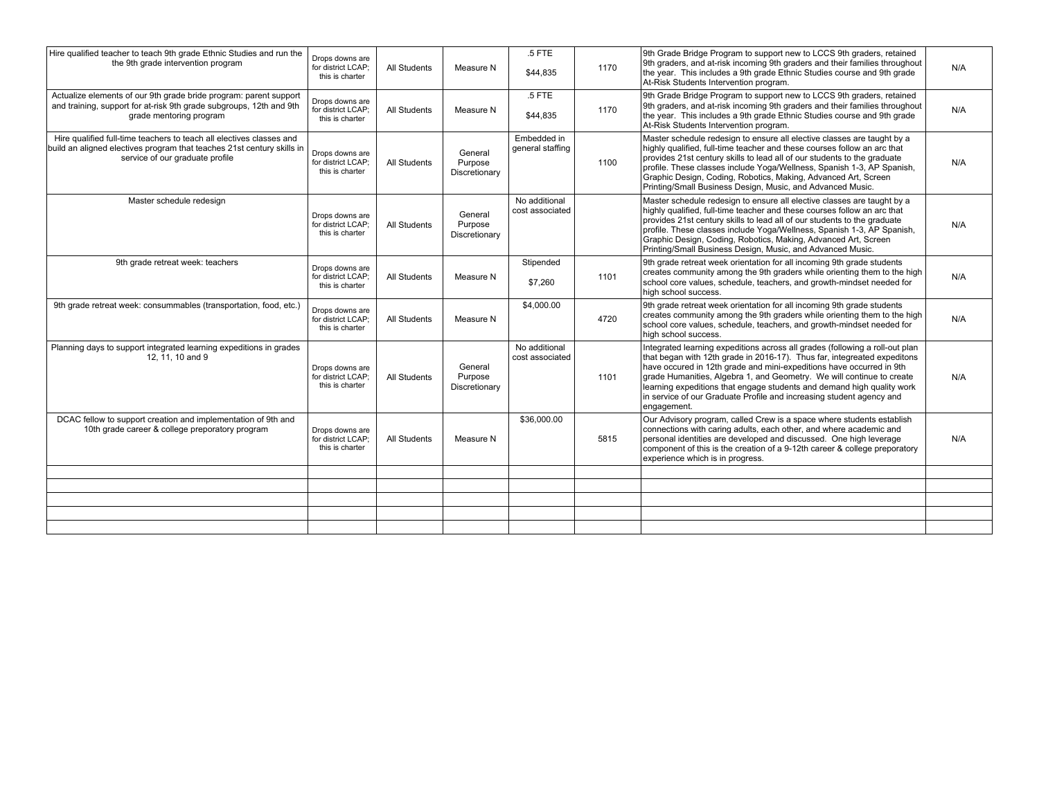| | | | | | | | |
|---|---|---|---|---|---|---|---|
| Hire qualified teacher to teach 9th grade Ethnic Studies and run the the 9th grade intervention program | Drops downs are for district LCAP; this is charter | All Students | Measure N | .5 FTE<br><br>$44,835 | 1170 | 9th Grade Bridge Program to support new to LCCS 9th graders, retained 9th graders, and at-risk incoming 9th graders and their families throughout the year. This includes a 9th grade Ethnic Studies course and 9th grade At-Risk Students Intervention program. | N/A |
| Actualize elements of our 9th grade bride program: parent support and training, support for at-risk 9th grade subgroups, 12th and 9th grade mentoring program | Drops downs are for district LCAP; this is charter | All Students | Measure N | .5 FTE<br><br>$44,835 | 1170 | 9th Grade Bridge Program to support new to LCCS 9th graders, retained 9th graders, and at-risk incoming 9th graders and their families throughout the year. This includes a 9th grade Ethnic Studies course and 9th grade At-Risk Students Intervention program. | N/A |
| Hire qualified full-time teachers to teach all electives classes and build an aligned electives program that teaches 21st century skills in service of our graduate profile | Drops downs are for district LCAP; this is charter | All Students | General Purpose Discretionary | Embedded in general staffing | 1100 | Master schedule redesign to ensure all elective classes are taught by a highly qualified, full-time teacher and these courses follow an arc that provides 21st century skills to lead all of our students to the graduate profile. These classes include Yoga/Wellness, Spanish 1-3, AP Spanish, Graphic Design, Coding, Robotics, Making, Advanced Art, Screen Printing/Small Business Design, Music, and Advanced Music. | N/A |
| Master schedule redesign | Drops downs are for district LCAP; this is charter | All Students | General Purpose Discretionary | No additional cost associated | | Master schedule redesign to ensure all elective classes are taught by a highly qualified, full-time teacher and these courses follow an arc that provides 21st century skills to lead all of our students to the graduate profile. These classes include Yoga/Wellness, Spanish 1-3, AP Spanish, Graphic Design, Coding, Robotics, Making, Advanced Art, Screen Printing/Small Business Design, Music, and Advanced Music. | N/A |
| 9th grade retreat week: teachers | Drops downs are for district LCAP; this is charter | All Students | Measure N | Stipended<br><br>$7,260 | 1101 | 9th grade retreat week orientation for all incoming 9th grade students creates community among the 9th graders while orienting them to the high school core values, schedule, teachers, and growth-mindset needed for high school success. | N/A |
| 9th grade retreat week: consummables (transportation, food, etc.) | Drops downs are for district LCAP; this is charter | All Students | Measure N | $4,000.00 | 4720 | 9th grade retreat week orientation for all incoming 9th grade students creates community among the 9th graders while orienting them to the high school core values, schedule, teachers, and growth-mindset needed for high school success. | N/A |
| Planning days to support integrated learning expeditions in grades 12, 11, 10 and 9 | Drops downs are for district LCAP; this is charter | All Students | General Purpose Discretionary | No additional cost associated | 1101 | Integrated learning expeditions across all grades (following a roll-out plan that began with 12th grade in 2016-17). Thus far, integreated expeditons have occured in 12th grade and mini-expeditions have occurred in 9th grade Humanities, Algebra 1, and Geometry. We will continue to create learning expeditions that engage students and demand high quality work in service of our Graduate Profile and increasing student agency and engagement. | N/A |
| DCAC fellow to support creation and implementation of 9th and 10th grade career & college preporatory program | Drops downs are for district LCAP; this is charter | All Students | Measure N | $36,000.00 | 5815 | Our Advisory program, called Crew is a space where students establish connections with caring adults, each other, and where academic and personal identities are developed and discussed. One high leverage component of this is the creation of a 9-12th career & college preporatory experience which is in progress. | N/A |
| | | | | | | | |
| | | | | | | | |
| | | | | | | | |
| | | | | | | | |
| | | | | | | | |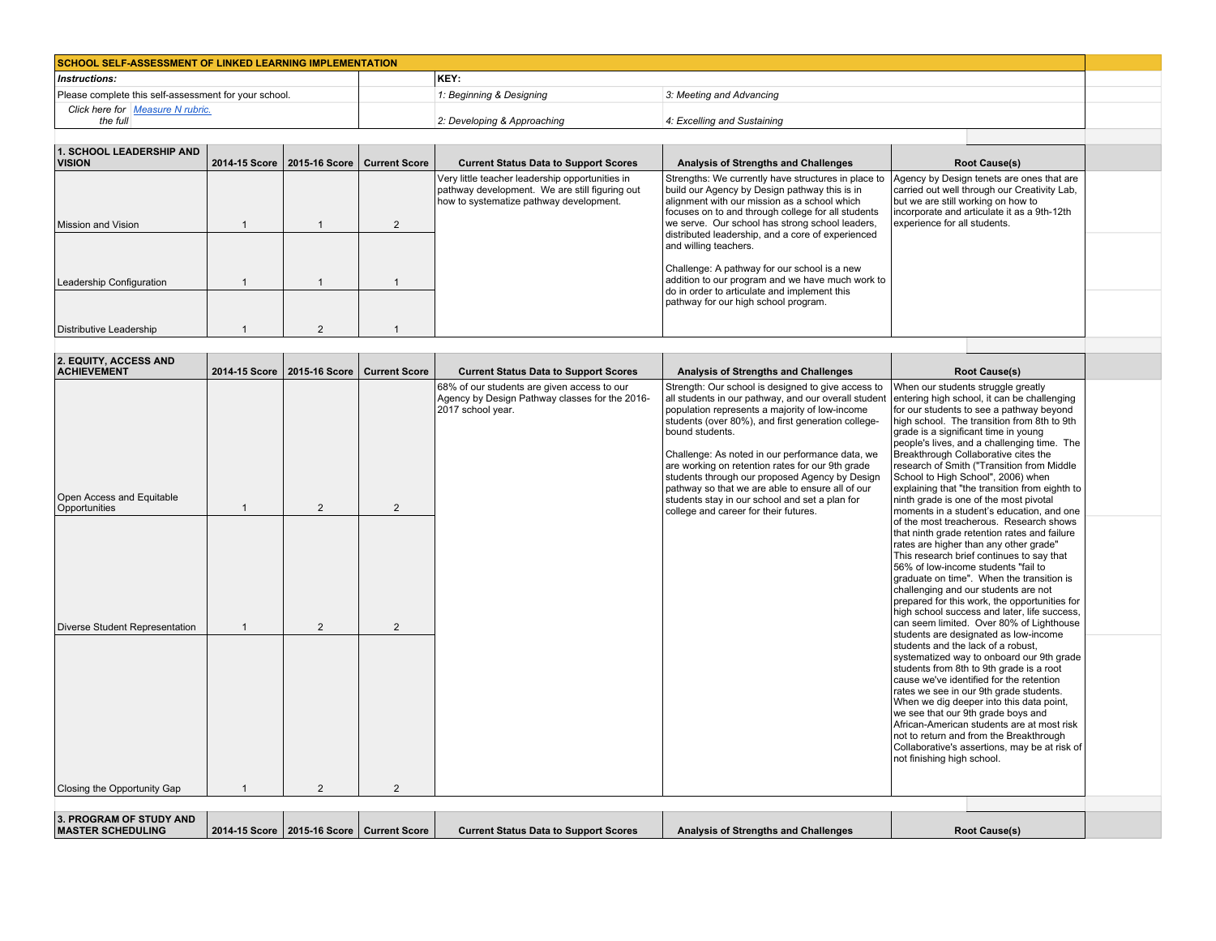| SCHOOL SELF-ASSESSMENT OF LINKED LEARNING IMPLEMENTATION | | | |
|---|---|---|---|
| ***Instructions:*** | | **KEY:** | |
| Please complete this self-assessment for your school. | | *1: Beginning & Designing* | *3: Meeting and Advancing* |
| *Click here for the full* *Measure N rubric.* | | *2: Developing & Approaching* | *4: Excelling and Sustaining* |

| 1. SCHOOL LEADERSHIP AND VISION | 2014-15 Score | 2015-16 Score | Current Score | Current Status Data to Support Scores | Analysis of Strengths and Challenges | Root Cause(s) |
|---|---|---|---|---|---|---|
| Mission and Vision | 1 | 1 | 2 | Very little teacher leadership opportunities in pathway development. We are still figuring out how to systematize pathway development. | Strengths: We currently have structures in place to build our Agency by Design pathway this is in alignment with our mission as a school which focuses on to and through college for all students we serve. Our school has strong school leaders, distributed leadership, and a core of experienced and willing teachers.<br><br>Challenge: A pathway for our school is a new addition to our program and we have much work to do in order to articulate and implement this pathway for our high school program. | Agency by Design tenets are ones that are carried out well through our Creativity Lab, but we are still working on how to incorporate and articulate it as a 9th-12th experience for all students. |
| Leadership Configuration | 1 | 1 | 1 | | | |
| Distributive Leadership | 1 | 2 | 1 | | | |

| 2. EQUITY, ACCESS AND ACHIEVEMENT | 2014-15 Score | 2015-16 Score | Current Score | Current Status Data to Support Scores | Analysis of Strengths and Challenges | Root Cause(s) |
|---|---|---|---|---|---|---|
| Open Access and Equitable Opportunities | 1 | 2 | 2 | 68% of our students are given access to our Agency by Design Pathway classes for the 2016-2017 school year. | Strength: Our school is designed to give access to all students in our pathway, and our overall student population represents a majority of low-income students (over 80%), and first generation college-bound students.<br><br>Challenge: As noted in our performance data, we are working on retention rates for our 9th grade students through our proposed Agency by Design pathway so that we are able to ensure all of our students stay in our school and set a plan for college and career for their futures. | When our students struggle greatly entering high school, it can be challenging for our students to see a pathway beyond high school. The transition from 8th to 9th grade is a significant time in young people's lives, and a challenging time. The Breakthrough Collaborative cites the research of Smith ("Transition from Middle School to High School", 2006) when explaining that "the transition from eighth to ninth grade is one of the most pivotal moments in a student's education, and one of the most treacherous. Research shows that ninth grade retention rates and failure rates are higher than any other grade" This research brief continues to say that 56% of low-income students "fail to graduate on time". When the transition is challenging and our students are not prepared for this work, the opportunities for high school success and later, life success, can seem limited. Over 80% of Lighthouse students are designated as low-income students and the lack of a robust, systematized way to onboard our 9th grade students from 8th to 9th grade is a root cause we've identified for the retention rates we see in our 9th grade students. When we dig deeper into this data point, we see that our 9th grade boys and African-American students are at most risk not to return and from the Breakthrough Collaborative's assertions, may be at risk of not finishing high school. |
| Diverse Student Representation | 1 | 2 | 2 | | | |
| Closing the Opportunity Gap | 1 | 2 | 2 | | | |

| 3. PROGRAM OF STUDY AND MASTER SCHEDULING | 2014-15 Score | 2015-16 Score | Current Score | Current Status Data to Support Scores | Analysis of Strengths and Challenges | Root Cause(s) |
|---|---|---|---|---|---|---|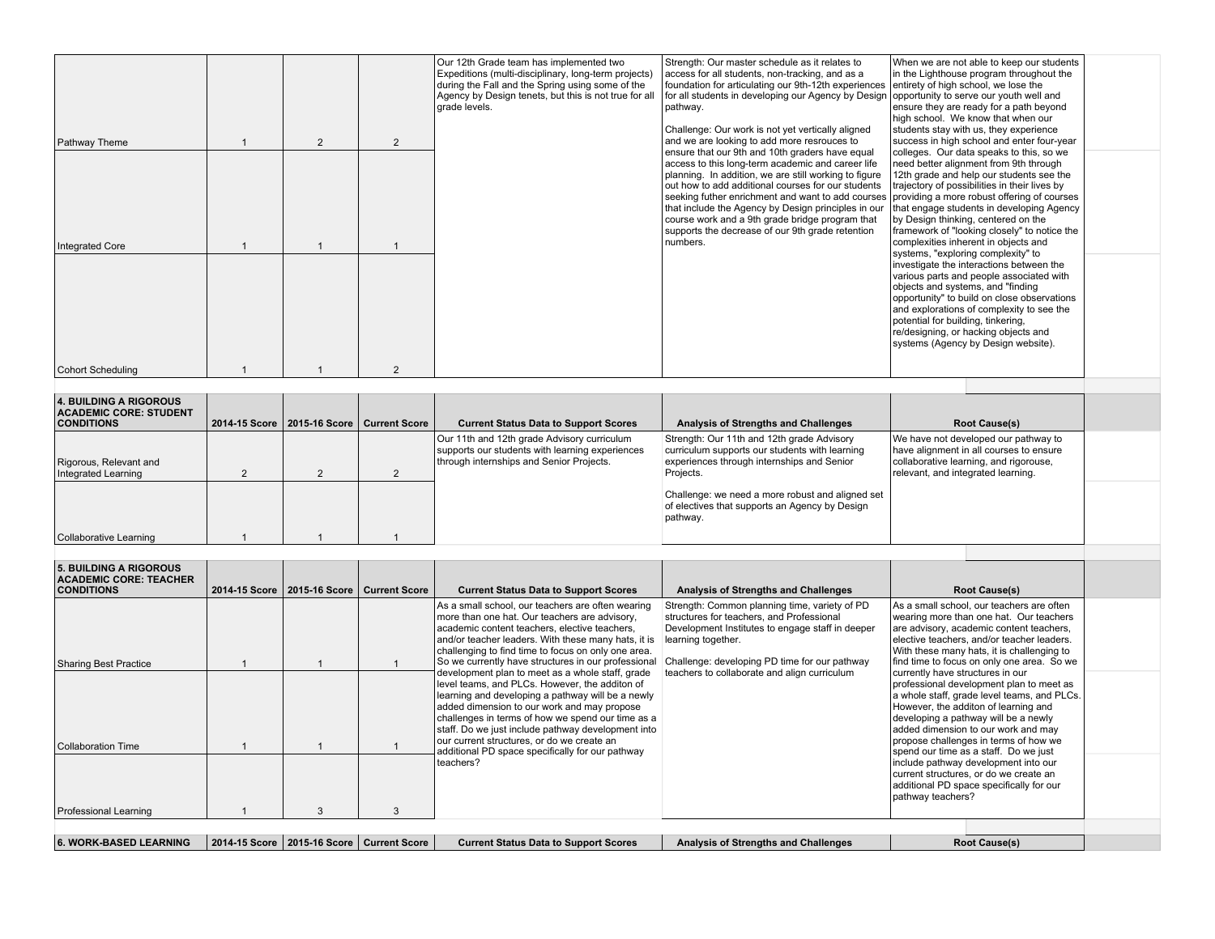| | 2014-15 Score | 2015-16 Score | Current Score | Current Status Data to Support Scores | Analysis of Strengths and Challenges | Root Cause(s) |
|---|---|---|---|---|---|---|
| Pathway Theme | 1 | 2 | 2 | Our 12th Grade team has implemented two Expeditions (multi-disciplinary, long-term projects) during the Fall and the Spring using some of the Agency by Design tenets, but this is not true for all grade levels. | Strength: Our master schedule as it relates to access for all students, non-tracking, and as a foundation for articulating our 9th-12th experiences for all students in developing our Agency by Design pathway.<br><br>Challenge: Our work is not yet vertically aligned and we are looking to add more resrouces to ensure that our 9th and 10th graders have equal access to this long-term academic and career life planning. In addition, we are still working to figure out how to add additional courses for our students seeking futher enrichment and want to add courses that include the Agency by Design principles in our course work and a 9th grade bridge program that supports the decrease of our 9th grade retention numbers. | When we are not able to keep our students in the Lighthouse program throughout the entirety of high school, we lose the opportunity to serve our youth well and ensure they are ready for a path beyond high school. We know that when our students stay with us, they experience success in high school and enter four-year colleges. Our data speaks to this, so we need better alignment from 9th through 12th grade and help our students see the trajectory of possibilities in their lives by providing a more robust offering of courses that engage students in developing Agency by Design thinking, centered on the framework of "looking closely" to notice the complexities inherent in objects and systems, "exploring complexity" to investigate the interactions between the various parts and people associated with objects and systems, and "finding opportunity" to build on close observations and explorations of complexity to see the potential for building, tinkering, re/designing, or hacking objects and systems (Agency by Design website). |
| Integrated Core | 1 | 1 | 1 | | | |
| Cohort Scheduling | 1 | 1 | 2 | | | |

| 4. BUILDING A RIGOROUS ACADEMIC CORE: STUDENT CONDITIONS | 2014-15 Score | 2015-16 Score | Current Score | Current Status Data to Support Scores | Analysis of Strengths and Challenges | Root Cause(s) |
|---|---|---|---|---|---|---|
| Rigorous, Relevant and Integrated Learning | 2 | 2 | 2 | Our 11th and 12th grade Advisory curriculum supports our students with learning experiences through internships and Senior Projects. | Strength: Our 11th and 12th grade Advisory curriculum supports our students with learning experiences through internships and Senior Projects.<br><br>Challenge: we need a more robust and aligned set of electives that supports an Agency by Design pathway. | We have not developed our pathway to have alignment in all courses to ensure collaborative learning, and rigorouse, relevant, and integrated learning. |
| Collaborative Learning | 1 | 1 | 1 | | | |

| 5. BUILDING A RIGOROUS ACADEMIC CORE: TEACHER CONDITIONS | 2014-15 Score | 2015-16 Score | Current Score | Current Status Data to Support Scores | Analysis of Strengths and Challenges | Root Cause(s) |
|---|---|---|---|---|---|---|
| Sharing Best Practice | 1 | 1 | 1 | As a small school, our teachers are often wearing more than one hat. Our teachers are advisory, academic content teachers, elective teachers, and/or teacher leaders. With these many hats, it is challenging to find time to focus on only one area. So we currently have structures in our professional development plan to meet as a whole staff, grade level teams, and PLCs. However, the additon of learning and developing a pathway will be a newly added dimension to our work and may propose challenges in terms of how we spend our time as a staff. Do we just include pathway development into our current structures, or do we create an additional PD space specifically for our pathway teachers? | Strength: Common planning time, variety of PD structures for teachers, and Professional Development Institutes to engage staff in deeper learning together.<br><br>Challenge: developing PD time for our pathway teachers to collaborate and align curriculum | As a small school, our teachers are often wearing more than one hat. Our teachers are advisory, academic content teachers, elective teachers, and/or teacher leaders. With these many hats, it is challenging to find time to focus on only one area. So we currently have structures in our professional development plan to meet as a whole staff, grade level teams, and PLCs. However, the additon of learning and developing a pathway will be a newly added dimension to our work and may propose challenges in terms of how we spend our time as a staff. Do we just include pathway development into our current structures, or do we create an additional PD space specifically for our pathway teachers? |
| Collaboration Time | 1 | 1 | 1 | | | |
| Professional Learning | 1 | 3 | 3 | | | |

| 6. WORK-BASED LEARNING | 2014-15 Score | 2015-16 Score | Current Score | Current Status Data to Support Scores | Analysis of Strengths and Challenges | Root Cause(s) |
|---|---|---|---|---|---|---|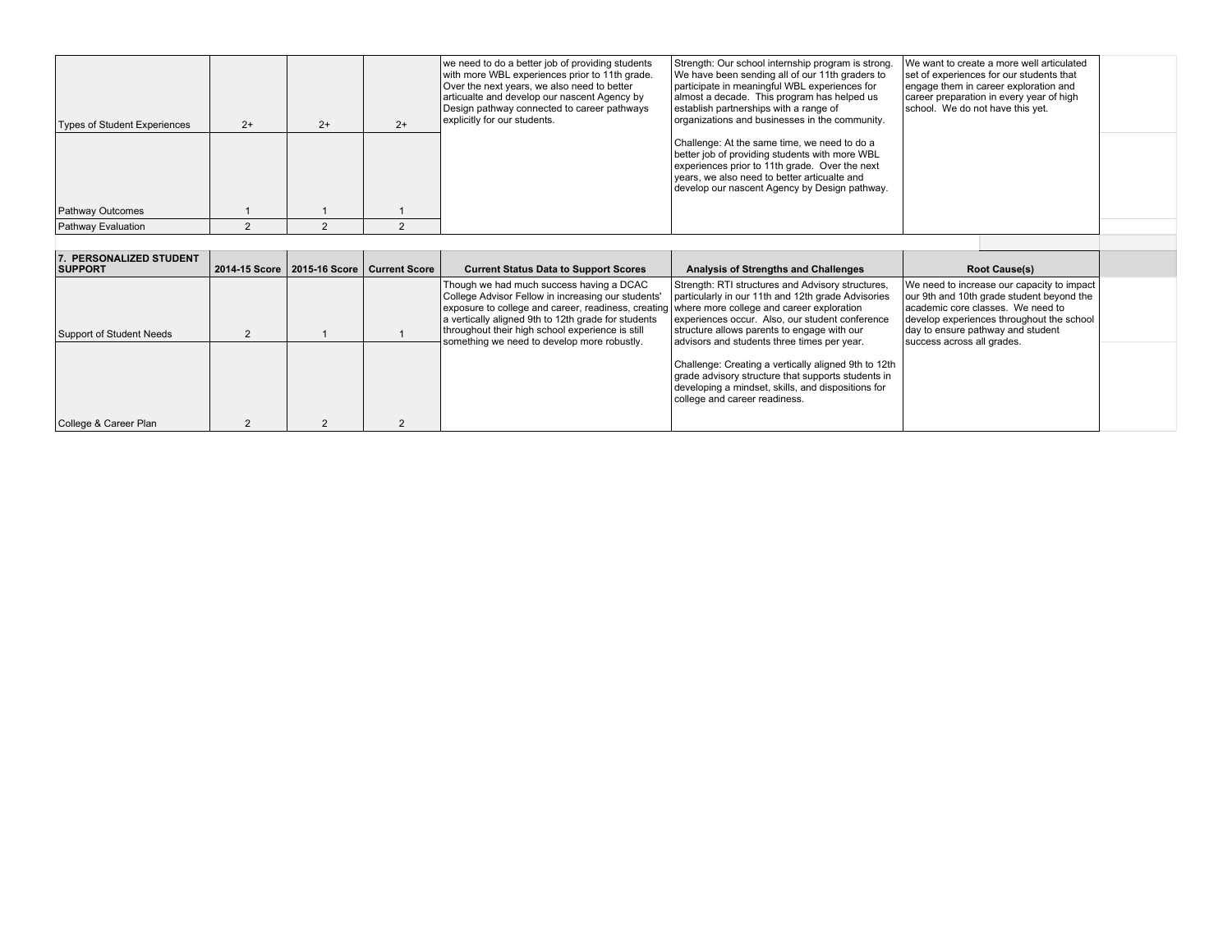| | | | | | | |
|---|---|---|---|---|---|---|
| Types of Student Experiences | 2+ | 2+ | 2+ | we need to do a better job of providing students with more WBL experiences prior to 11th grade. Over the next years, we also need to better articualte and develop our nascent Agency by Design pathway connected to career pathways explicitly for our students. | Strength: Our school internship program is strong. We have been sending all of our 11th graders to participate in meaningful WBL experiences for almost a decade. This program has helped us establish partnerships with a range of organizations and businesses in the community.<br><br>Challenge: At the same time, we need to do a better job of providing students with more WBL experiences prior to 11th grade. Over the next years, we also need to better articualte and develop our nascent Agency by Design pathway. | We want to create a more well articulated set of experiences for our students that engage them in career exploration and career preparation in every year of high school. We do not have this yet. |
| Pathway Outcomes | 1 | 1 | 1 | | | |
| Pathway Evaluation | 2 | 2 | 2 | | | |

| 7. PERSONALIZED STUDENT SUPPORT | 2014-15 Score | 2015-16 Score | Current Score | Current Status Data to Support Scores | Analysis of Strengths and Challenges | Root Cause(s) |
|---|---|---|---|---|---|---|
| Support of Student Needs | 2 | 1 | 1 | Though we had much success having a DCAC College Advisor Fellow in increasing our students' exposure to college and career, readiness, creating a vertically aligned 9th to 12th grade for students throughout their high school experience is still something we need to develop more robustly. | Strength: RTI structures and Advisory structures, particularly in our 11th and 12th grade Advisories where more college and career exploration experiences occur. Also, our student conference structure allows parents to engage with our advisors and students three times per year.<br><br>Challenge: Creating a vertically aligned 9th to 12th grade advisory structure that supports students in developing a mindset, skills, and dispositions for college and career readiness. | We need to increase our capacity to impact our 9th and 10th grade student beyond the academic core classes. We need to develop experiences throughout the school day to ensure pathway and student success across all grades. |
| College & Career Plan | 2 | 2 | 2 | | | |